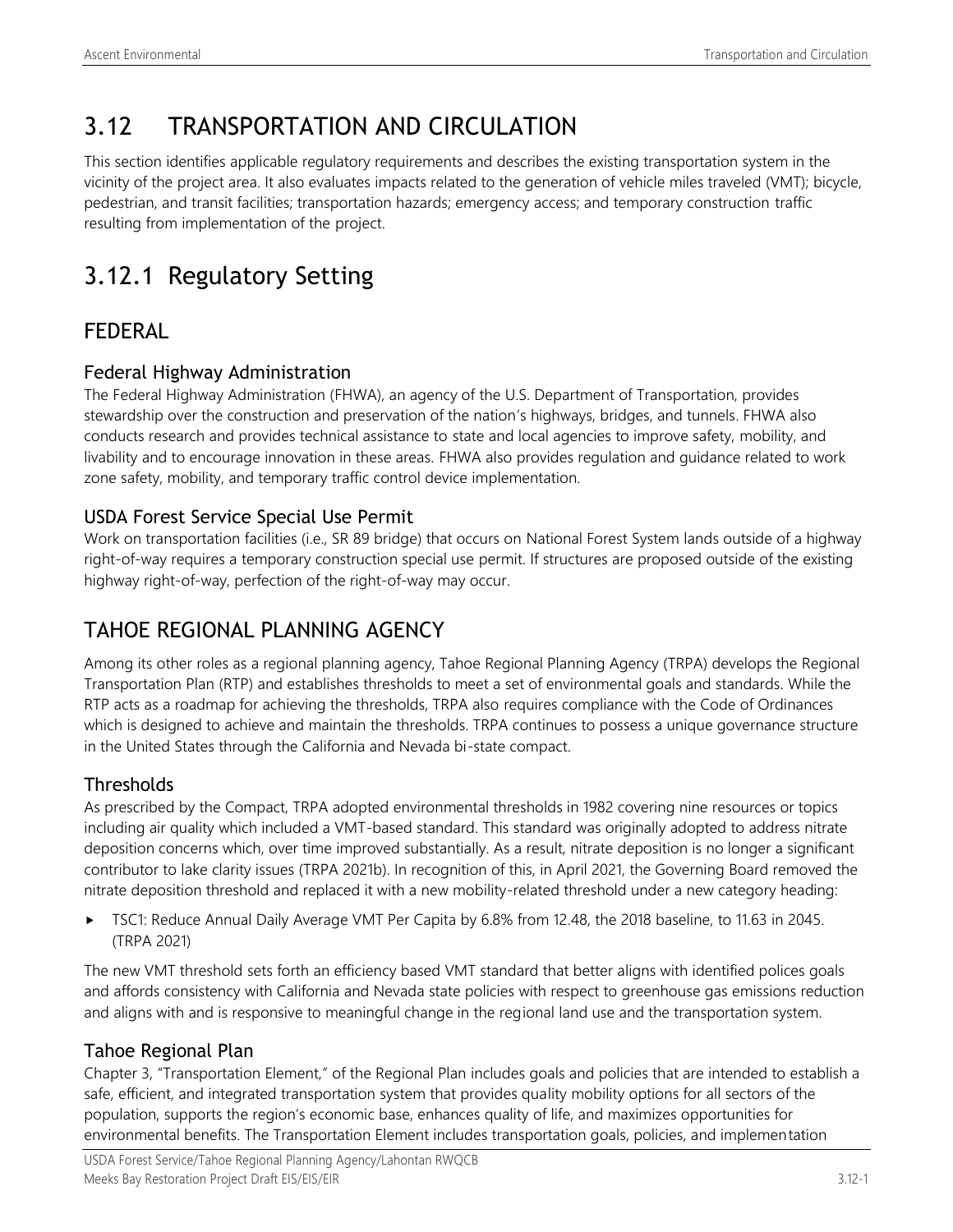# 3.12 TRANSPORTATION AND CIRCULATION

This section identifies applicable regulatory requirements and describes the existing transportation system in the vicinity of the project area. It also evaluates impacts related to the generation of vehicle miles traveled (VMT); bicycle, pedestrian, and transit facilities; transportation hazards; emergency access; and temporary construction traffic resulting from implementation of the project.

## 3.12.1 Regulatory Setting

### FEDERAL

#### Federal Highway Administration

The Federal Highway Administration (FHWA), an agency of the U.S. Department of Transportation, provides stewardship over the construction and preservation of the nation's highways, bridges, and tunnels. FHWA also conducts research and provides technical assistance to state and local agencies to improve safety, mobility, and livability and to encourage innovation in these areas. FHWA also provides regulation and guidance related to work zone safety, mobility, and temporary traffic control device implementation.

#### USDA Forest Service Special Use Permit

Work on transportation facilities (i.e., SR 89 bridge) that occurs on National Forest System lands outside of a highway right-of-way requires a temporary construction special use permit. If structures are proposed outside of the existing highway right-of-way, perfection of the right-of-way may occur.

### TAHOE REGIONAL PLANNING AGENCY

Among its other roles as a regional planning agency, Tahoe Regional Planning Agency (TRPA) develops the Regional Transportation Plan (RTP) and establishes thresholds to meet a set of environmental goals and standards. While the RTP acts as a roadmap for achieving the thresholds, TRPA also requires compliance with the Code of Ordinances which is designed to achieve and maintain the thresholds. TRPA continues to possess a unique governance structure in the United States through the California and Nevada bi-state compact.

#### Thresholds

As prescribed by the Compact, TRPA adopted environmental thresholds in 1982 covering nine resources or topics including air quality which included a VMT-based standard. This standard was originally adopted to address nitrate deposition concerns which, over time improved substantially. As a result, nitrate deposition is no longer a significant contributor to lake clarity issues (TRPA 2021b). In recognition of this, in April 2021, the Governing Board removed the nitrate deposition threshold and replaced it with a new mobility-related threshold under a new category heading:

- TSC1: Reduce Annual Daily Average VMT Per Capita by 6.8% from 12.48, the 2018 baseline, to 11.63 in 2045. (TRPA 2021)

The new VMT threshold sets forth an efficiency based VMT standard that better aligns with identified polices goals and affords consistency with California and Nevada state policies with respect to greenhouse gas emissions reduction and aligns with and is responsive to meaningful change in the regional land use and the transportation system.

#### Tahoe Regional Plan

Chapter 3, "Transportation Element," of the Regional Plan includes goals and policies that are intended to establish a safe, efficient, and integrated transportation system that provides quality mobility options for all sectors of the population, supports the region's economic base, enhances quality of life, and maximizes opportunities for environmental benefits. The Transportation Element includes transportation goals, policies, and implementation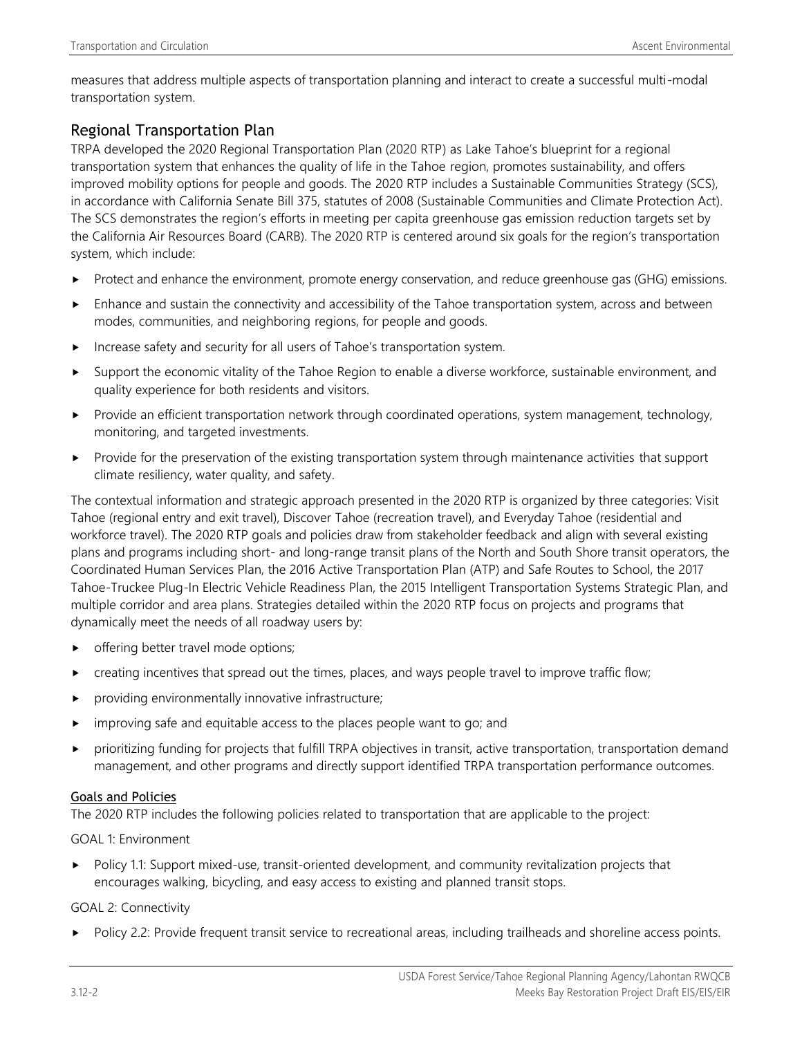measures that address multiple aspects of transportation planning and interact to create a successful multi-modal transportation system.

## Regional Transportation Plan

TRPA developed the 2020 Regional Transportation Plan (2020 RTP) as Lake Tahoe's blueprint for a regional transportation system that enhances the quality of life in the Tahoe region, promotes sustainability, and offers improved mobility options for people and goods. The 2020 RTP includes a Sustainable Communities Strategy (SCS), in accordance with California Senate Bill 375, statutes of 2008 (Sustainable Communities and Climate Protection Act). The SCS demonstrates the region's efforts in meeting per capita greenhouse gas emission reduction targets set by the California Air Resources Board (CARB). The 2020 RTP is centered around six goals for the region's transportation system, which include:

- Protect and enhance the environment, promote energy conservation, and reduce greenhouse gas (GHG) emissions.
- Enhance and sustain the connectivity and accessibility of the Tahoe transportation system, across and between modes, communities, and neighboring regions, for people and goods.
- Increase safety and security for all users of Tahoe's transportation system.
- Support the economic vitality of the Tahoe Region to enable a diverse workforce, sustainable environment, and quality experience for both residents and visitors.
- Provide an efficient transportation network through coordinated operations, system management, technology, monitoring, and targeted investments.
- Provide for the preservation of the existing transportation system through maintenance activities that support climate resiliency, water quality, and safety.

The contextual information and strategic approach presented in the 2020 RTP is organized by three categories: Visit Tahoe (regional entry and exit travel), Discover Tahoe (recreation travel), and Everyday Tahoe (residential and workforce travel). The 2020 RTP goals and policies draw from stakeholder feedback and align with several existing plans and programs including short- and long-range transit plans of the North and South Shore transit operators, the Coordinated Human Services Plan, the 2016 Active Transportation Plan (ATP) and Safe Routes to School, the 2017 Tahoe-Truckee Plug-In Electric Vehicle Readiness Plan, the 2015 Intelligent Transportation Systems Strategic Plan, and multiple corridor and area plans. Strategies detailed within the 2020 RTP focus on projects and programs that dynamically meet the needs of all roadway users by:

- offering better travel mode options;
- creating incentives that spread out the times, places, and ways people travel to improve traffic flow;
- providing environmentally innovative infrastructure;
- improving safe and equitable access to the places people want to go; and
- prioritizing funding for projects that fulfill TRPA objectives in transit, active transportation, transportation demand management, and other programs and directly support identified TRPA transportation performance outcomes.

### Goals and Policies

The 2020 RTP includes the following policies related to transportation that are applicable to the project:

GOAL 1: Environment

- Policy 1.1: Support mixed-use, transit-oriented development, and community revitalization projects that encourages walking, bicycling, and easy access to existing and planned transit stops.

GOAL 2: Connectivity

- Policy 2.2: Provide frequent transit service to recreational areas, including trailheads and shoreline access points.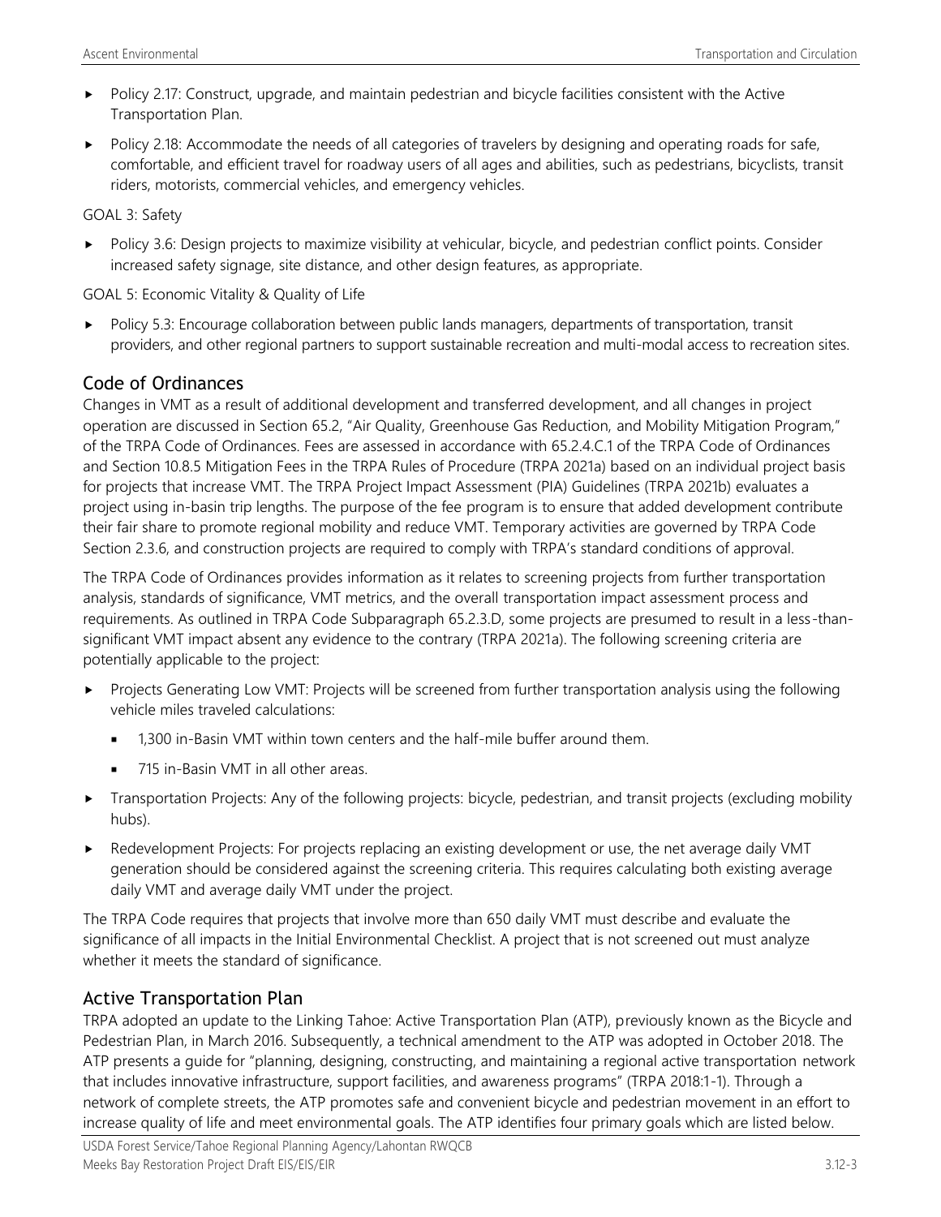- Policy 2.17: Construct, upgrade, and maintain pedestrian and bicycle facilities consistent with the Active Transportation Plan.
- Policy 2.18: Accommodate the needs of all categories of travelers by designing and operating roads for safe, comfortable, and efficient travel for roadway users of all ages and abilities, such as pedestrians, bicyclists, transit riders, motorists, commercial vehicles, and emergency vehicles.

GOAL 3: Safety

- Policy 3.6: Design projects to maximize visibility at vehicular, bicycle, and pedestrian conflict points. Consider increased safety signage, site distance, and other design features, as appropriate.

GOAL 5: Economic Vitality & Quality of Life

- Policy 5.3: Encourage collaboration between public lands managers, departments of transportation, transit providers, and other regional partners to support sustainable recreation and multi-modal access to recreation sites.

## Code of Ordinances

Changes in VMT as a result of additional development and transferred development, and all changes in project operation are discussed in Section 65.2, "Air Quality, Greenhouse Gas Reduction, and Mobility Mitigation Program," of the TRPA Code of Ordinances. Fees are assessed in accordance with 65.2.4.C.1 of the TRPA Code of Ordinances and Section 10.8.5 Mitigation Fees in the TRPA Rules of Procedure (TRPA 2021a) based on an individual project basis for projects that increase VMT. The TRPA Project Impact Assessment (PIA) Guidelines (TRPA 2021b) evaluates a project using in-basin trip lengths. The purpose of the fee program is to ensure that added development contribute their fair share to promote regional mobility and reduce VMT. Temporary activities are governed by TRPA Code Section 2.3.6, and construction projects are required to comply with TRPA's standard conditions of approval.

The TRPA Code of Ordinances provides information as it relates to screening projects from further transportation analysis, standards of significance, VMT metrics, and the overall transportation impact assessment process and requirements. As outlined in TRPA Code Subparagraph 65.2.3.D, some projects are presumed to result in a less-than-significant VMT impact absent any evidence to the contrary (TRPA 2021a). The following screening criteria are potentially applicable to the project:

- Projects Generating Low VMT: Projects will be screened from further transportation analysis using the following vehicle miles traveled calculations:
  - 1,300 in-Basin VMT within town centers and the half-mile buffer around them.
  - 715 in-Basin VMT in all other areas.
- Transportation Projects: Any of the following projects: bicycle, pedestrian, and transit projects (excluding mobility hubs).
- Redevelopment Projects: For projects replacing an existing development or use, the net average daily VMT generation should be considered against the screening criteria. This requires calculating both existing average daily VMT and average daily VMT under the project.

The TRPA Code requires that projects that involve more than 650 daily VMT must describe and evaluate the significance of all impacts in the Initial Environmental Checklist. A project that is not screened out must analyze whether it meets the standard of significance.

## Active Transportation Plan

TRPA adopted an update to the Linking Tahoe: Active Transportation Plan (ATP), previously known as the Bicycle and Pedestrian Plan, in March 2016. Subsequently, a technical amendment to the ATP was adopted in October 2018. The ATP presents a guide for "planning, designing, constructing, and maintaining a regional active transportation network that includes innovative infrastructure, support facilities, and awareness programs" (TRPA 2018:1-1). Through a network of complete streets, the ATP promotes safe and convenient bicycle and pedestrian movement in an effort to increase quality of life and meet environmental goals. The ATP identifies four primary goals which are listed below.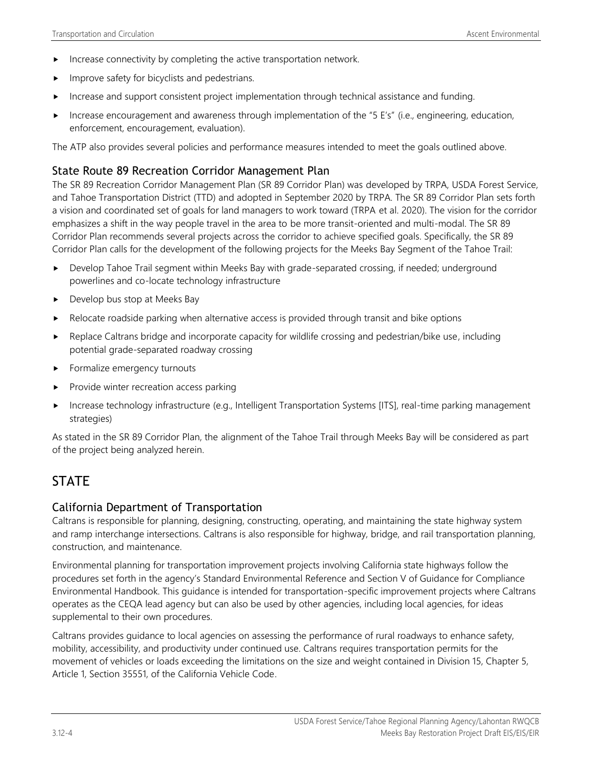- Increase connectivity by completing the active transportation network.
- Improve safety for bicyclists and pedestrians.
- Increase and support consistent project implementation through technical assistance and funding.
- Increase encouragement and awareness through implementation of the "5 E's" (i.e., engineering, education, enforcement, encouragement, evaluation).

The ATP also provides several policies and performance measures intended to meet the goals outlined above.

### State Route 89 Recreation Corridor Management Plan

The SR 89 Recreation Corridor Management Plan (SR 89 Corridor Plan) was developed by TRPA, USDA Forest Service, and Tahoe Transportation District (TTD) and adopted in September 2020 by TRPA. The SR 89 Corridor Plan sets forth a vision and coordinated set of goals for land managers to work toward (TRPA et al. 2020). The vision for the corridor emphasizes a shift in the way people travel in the area to be more transit-oriented and multi-modal. The SR 89 Corridor Plan recommends several projects across the corridor to achieve specified goals. Specifically, the SR 89 Corridor Plan calls for the development of the following projects for the Meeks Bay Segment of the Tahoe Trail:

- Develop Tahoe Trail segment within Meeks Bay with grade-separated crossing, if needed; underground powerlines and co-locate technology infrastructure
- Develop bus stop at Meeks Bay
- Relocate roadside parking when alternative access is provided through transit and bike options
- Replace Caltrans bridge and incorporate capacity for wildlife crossing and pedestrian/bike use, including potential grade-separated roadway crossing
- Formalize emergency turnouts
- Provide winter recreation access parking
- Increase technology infrastructure (e.g., Intelligent Transportation Systems [ITS], real-time parking management strategies)

As stated in the SR 89 Corridor Plan, the alignment of the Tahoe Trail through Meeks Bay will be considered as part of the project being analyzed herein.

## STATE

### California Department of Transportation

Caltrans is responsible for planning, designing, constructing, operating, and maintaining the state highway system and ramp interchange intersections. Caltrans is also responsible for highway, bridge, and rail transportation planning, construction, and maintenance.

Environmental planning for transportation improvement projects involving California state highways follow the procedures set forth in the agency's Standard Environmental Reference and Section V of Guidance for Compliance Environmental Handbook. This guidance is intended for transportation-specific improvement projects where Caltrans operates as the CEQA lead agency but can also be used by other agencies, including local agencies, for ideas supplemental to their own procedures.

Caltrans provides guidance to local agencies on assessing the performance of rural roadways to enhance safety, mobility, accessibility, and productivity under continued use. Caltrans requires transportation permits for the movement of vehicles or loads exceeding the limitations on the size and weight contained in Division 15, Chapter 5, Article 1, Section 35551, of the California Vehicle Code.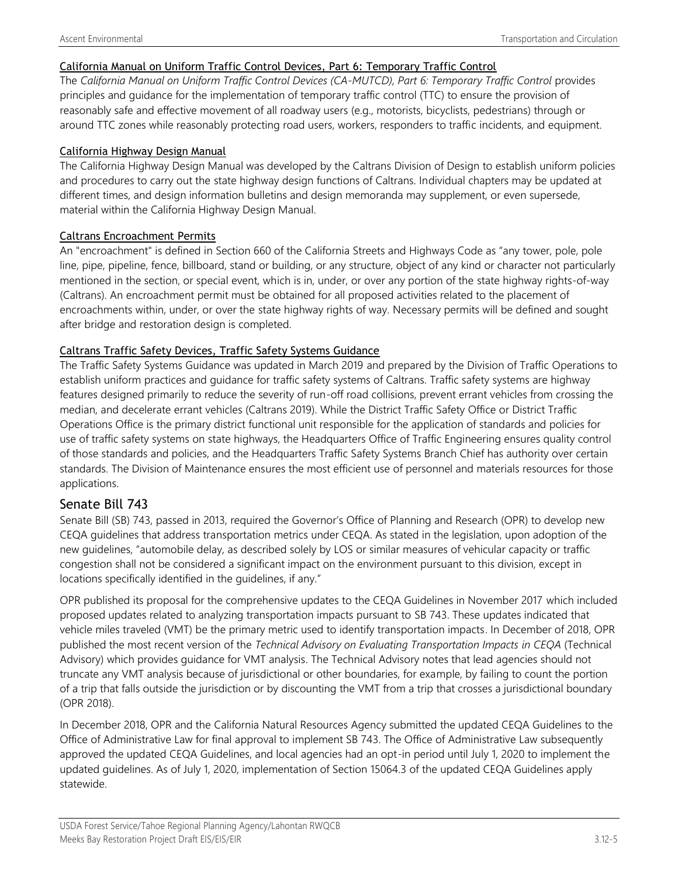#### California Manual on Uniform Traffic Control Devices, Part 6: Temporary Traffic Control

The *California Manual on Uniform Traffic Control Devices (CA-MUTCD), Part 6: Temporary Traffic Control* provides principles and guidance for the implementation of temporary traffic control (TTC) to ensure the provision of reasonably safe and effective movement of all roadway users (e.g., motorists, bicyclists, pedestrians) through or around TTC zones while reasonably protecting road users, workers, responders to traffic incidents, and equipment.

#### California Highway Design Manual

The California Highway Design Manual was developed by the Caltrans Division of Design to establish uniform policies and procedures to carry out the state highway design functions of Caltrans. Individual chapters may be updated at different times, and design information bulletins and design memoranda may supplement, or even supersede, material within the California Highway Design Manual.

#### Caltrans Encroachment Permits

An "encroachment" is defined in Section 660 of the California Streets and Highways Code as "any tower, pole, pole line, pipe, pipeline, fence, billboard, stand or building, or any structure, object of any kind or character not particularly mentioned in the section, or special event, which is in, under, or over any portion of the state highway rights-of-way (Caltrans). An encroachment permit must be obtained for all proposed activities related to the placement of encroachments within, under, or over the state highway rights of way. Necessary permits will be defined and sought after bridge and restoration design is completed.

#### Caltrans Traffic Safety Devices, Traffic Safety Systems Guidance

The Traffic Safety Systems Guidance was updated in March 2019 and prepared by the Division of Traffic Operations to establish uniform practices and guidance for traffic safety systems of Caltrans. Traffic safety systems are highway features designed primarily to reduce the severity of run-off road collisions, prevent errant vehicles from crossing the median, and decelerate errant vehicles (Caltrans 2019). While the District Traffic Safety Office or District Traffic Operations Office is the primary district functional unit responsible for the application of standards and policies for use of traffic safety systems on state highways, the Headquarters Office of Traffic Engineering ensures quality control of those standards and policies, and the Headquarters Traffic Safety Systems Branch Chief has authority over certain standards. The Division of Maintenance ensures the most efficient use of personnel and materials resources for those applications.

### Senate Bill 743

Senate Bill (SB) 743, passed in 2013, required the Governor's Office of Planning and Research (OPR) to develop new CEQA guidelines that address transportation metrics under CEQA. As stated in the legislation, upon adoption of the new guidelines, "automobile delay, as described solely by LOS or similar measures of vehicular capacity or traffic congestion shall not be considered a significant impact on the environment pursuant to this division, except in locations specifically identified in the guidelines, if any."

OPR published its proposal for the comprehensive updates to the CEQA Guidelines in November 2017 which included proposed updates related to analyzing transportation impacts pursuant to SB 743. These updates indicated that vehicle miles traveled (VMT) be the primary metric used to identify transportation impacts. In December of 2018, OPR published the most recent version of the *Technical Advisory on Evaluating Transportation Impacts in CEQA* (Technical Advisory) which provides guidance for VMT analysis. The Technical Advisory notes that lead agencies should not truncate any VMT analysis because of jurisdictional or other boundaries, for example, by failing to count the portion of a trip that falls outside the jurisdiction or by discounting the VMT from a trip that crosses a jurisdictional boundary (OPR 2018).

In December 2018, OPR and the California Natural Resources Agency submitted the updated CEQA Guidelines to the Office of Administrative Law for final approval to implement SB 743. The Office of Administrative Law subsequently approved the updated CEQA Guidelines, and local agencies had an opt-in period until July 1, 2020 to implement the updated guidelines. As of July 1, 2020, implementation of Section 15064.3 of the updated CEQA Guidelines apply statewide.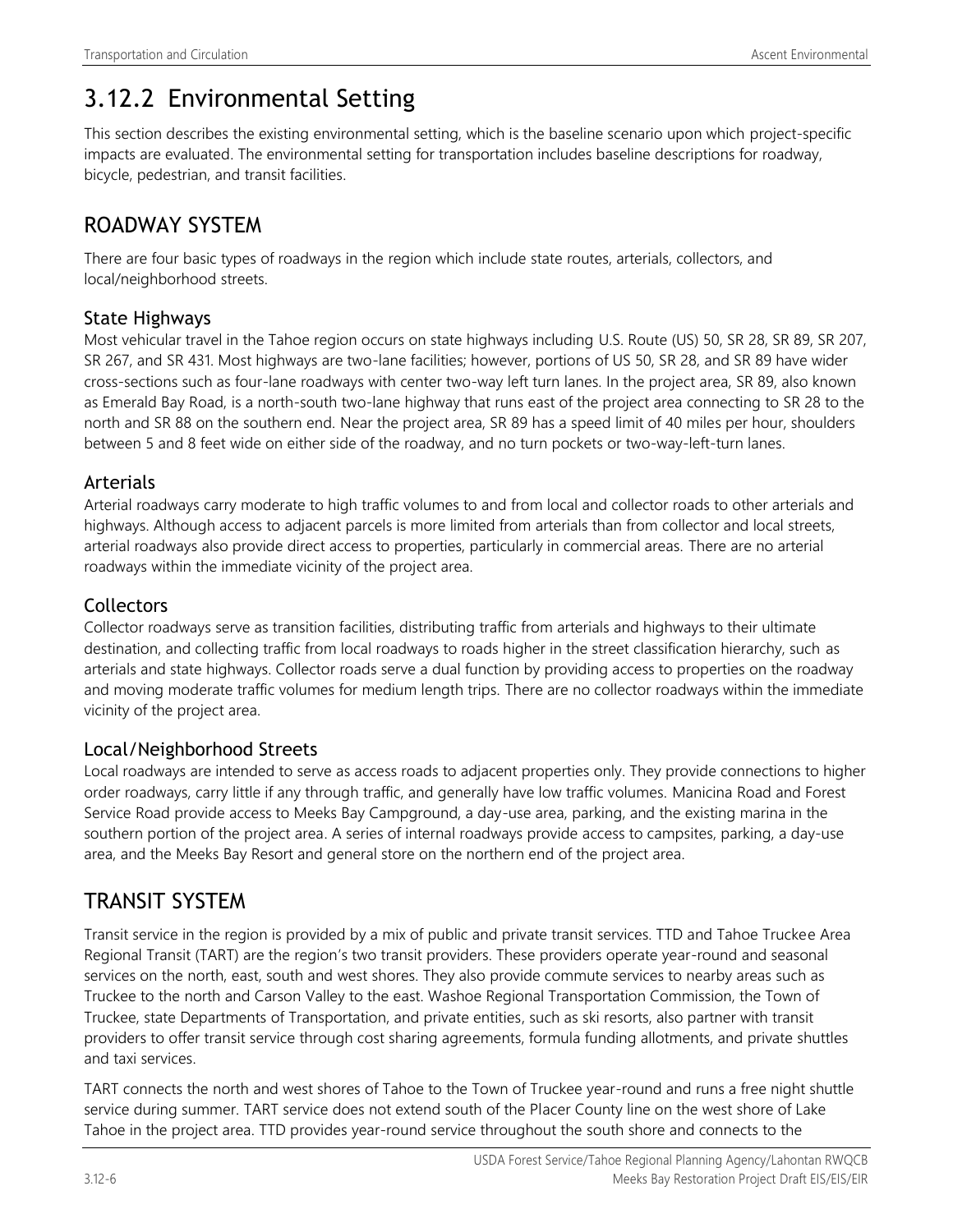## 3.12.2 Environmental Setting

This section describes the existing environmental setting, which is the baseline scenario upon which project-specific impacts are evaluated. The environmental setting for transportation includes baseline descriptions for roadway, bicycle, pedestrian, and transit facilities.

## ROADWAY SYSTEM

There are four basic types of roadways in the region which include state routes, arterials, collectors, and local/neighborhood streets.

### State Highways

Most vehicular travel in the Tahoe region occurs on state highways including U.S. Route (US) 50, SR 28, SR 89, SR 207, SR 267, and SR 431. Most highways are two-lane facilities; however, portions of US 50, SR 28, and SR 89 have wider cross-sections such as four-lane roadways with center two-way left turn lanes. In the project area, SR 89, also known as Emerald Bay Road, is a north-south two-lane highway that runs east of the project area connecting to SR 28 to the north and SR 88 on the southern end. Near the project area, SR 89 has a speed limit of 40 miles per hour, shoulders between 5 and 8 feet wide on either side of the roadway, and no turn pockets or two-way-left-turn lanes.

### Arterials

Arterial roadways carry moderate to high traffic volumes to and from local and collector roads to other arterials and highways. Although access to adjacent parcels is more limited from arterials than from collector and local streets, arterial roadways also provide direct access to properties, particularly in commercial areas. There are no arterial roadways within the immediate vicinity of the project area.

### Collectors

Collector roadways serve as transition facilities, distributing traffic from arterials and highways to their ultimate destination, and collecting traffic from local roadways to roads higher in the street classification hierarchy, such as arterials and state highways. Collector roads serve a dual function by providing access to properties on the roadway and moving moderate traffic volumes for medium length trips. There are no collector roadways within the immediate vicinity of the project area.

### Local/Neighborhood Streets

Local roadways are intended to serve as access roads to adjacent properties only. They provide connections to higher order roadways, carry little if any through traffic, and generally have low traffic volumes. Manicina Road and Forest Service Road provide access to Meeks Bay Campground, a day-use area, parking, and the existing marina in the southern portion of the project area. A series of internal roadways provide access to campsites, parking, a day-use area, and the Meeks Bay Resort and general store on the northern end of the project area.

## TRANSIT SYSTEM

Transit service in the region is provided by a mix of public and private transit services. TTD and Tahoe Truckee Area Regional Transit (TART) are the region's two transit providers. These providers operate year-round and seasonal services on the north, east, south and west shores. They also provide commute services to nearby areas such as Truckee to the north and Carson Valley to the east. Washoe Regional Transportation Commission, the Town of Truckee, state Departments of Transportation, and private entities, such as ski resorts, also partner with transit providers to offer transit service through cost sharing agreements, formula funding allotments, and private shuttles and taxi services.

TART connects the north and west shores of Tahoe to the Town of Truckee year-round and runs a free night shuttle service during summer. TART service does not extend south of the Placer County line on the west shore of Lake Tahoe in the project area. TTD provides year-round service throughout the south shore and connects to the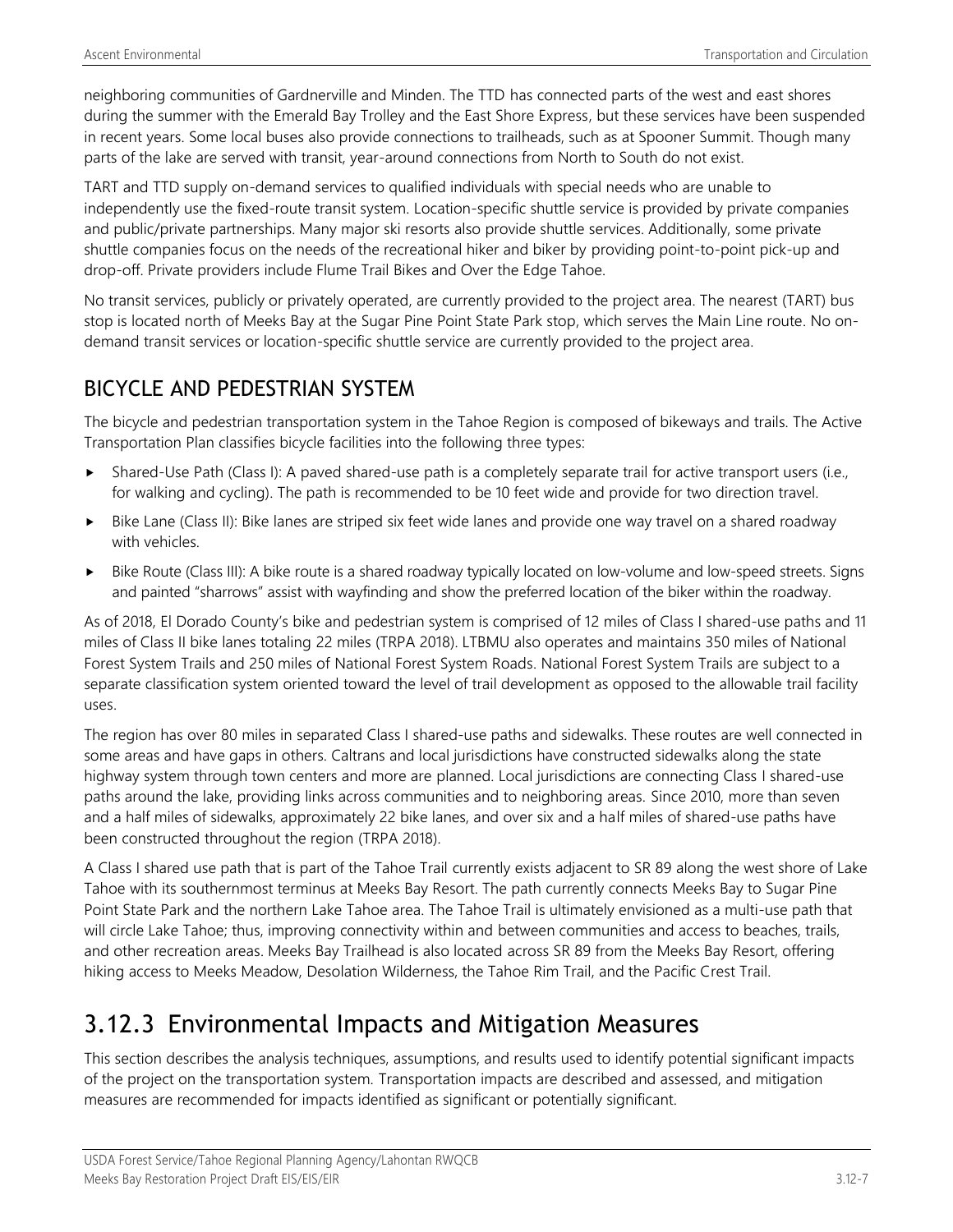neighboring communities of Gardnerville and Minden. The TTD has connected parts of the west and east shores during the summer with the Emerald Bay Trolley and the East Shore Express, but these services have been suspended in recent years. Some local buses also provide connections to trailheads, such as at Spooner Summit. Though many parts of the lake are served with transit, year-around connections from North to South do not exist.

TART and TTD supply on-demand services to qualified individuals with special needs who are unable to independently use the fixed-route transit system. Location-specific shuttle service is provided by private companies and public/private partnerships. Many major ski resorts also provide shuttle services. Additionally, some private shuttle companies focus on the needs of the recreational hiker and biker by providing point-to-point pick-up and drop-off. Private providers include Flume Trail Bikes and Over the Edge Tahoe.

No transit services, publicly or privately operated, are currently provided to the project area. The nearest (TART) bus stop is located north of Meeks Bay at the Sugar Pine Point State Park stop, which serves the Main Line route. No on-demand transit services or location-specific shuttle service are currently provided to the project area.

## BICYCLE AND PEDESTRIAN SYSTEM

The bicycle and pedestrian transportation system in the Tahoe Region is composed of bikeways and trails. The Active Transportation Plan classifies bicycle facilities into the following three types:

- Shared-Use Path (Class I): A paved shared-use path is a completely separate trail for active transport users (i.e., for walking and cycling). The path is recommended to be 10 feet wide and provide for two direction travel.
- Bike Lane (Class II): Bike lanes are striped six feet wide lanes and provide one way travel on a shared roadway with vehicles.
- Bike Route (Class III): A bike route is a shared roadway typically located on low-volume and low-speed streets. Signs and painted "sharrows" assist with wayfinding and show the preferred location of the biker within the roadway.

As of 2018, El Dorado County's bike and pedestrian system is comprised of 12 miles of Class I shared-use paths and 11 miles of Class II bike lanes totaling 22 miles (TRPA 2018). LTBMU also operates and maintains 350 miles of National Forest System Trails and 250 miles of National Forest System Roads. National Forest System Trails are subject to a separate classification system oriented toward the level of trail development as opposed to the allowable trail facility uses.

The region has over 80 miles in separated Class I shared-use paths and sidewalks. These routes are well connected in some areas and have gaps in others. Caltrans and local jurisdictions have constructed sidewalks along the state highway system through town centers and more are planned. Local jurisdictions are connecting Class I shared-use paths around the lake, providing links across communities and to neighboring areas. Since 2010, more than seven and a half miles of sidewalks, approximately 22 bike lanes, and over six and a half miles of shared-use paths have been constructed throughout the region (TRPA 2018).

A Class I shared use path that is part of the Tahoe Trail currently exists adjacent to SR 89 along the west shore of Lake Tahoe with its southernmost terminus at Meeks Bay Resort. The path currently connects Meeks Bay to Sugar Pine Point State Park and the northern Lake Tahoe area. The Tahoe Trail is ultimately envisioned as a multi-use path that will circle Lake Tahoe; thus, improving connectivity within and between communities and access to beaches, trails, and other recreation areas. Meeks Bay Trailhead is also located across SR 89 from the Meeks Bay Resort, offering hiking access to Meeks Meadow, Desolation Wilderness, the Tahoe Rim Trail, and the Pacific Crest Trail.

# 3.12.3 Environmental Impacts and Mitigation Measures

This section describes the analysis techniques, assumptions, and results used to identify potential significant impacts of the project on the transportation system. Transportation impacts are described and assessed, and mitigation measures are recommended for impacts identified as significant or potentially significant.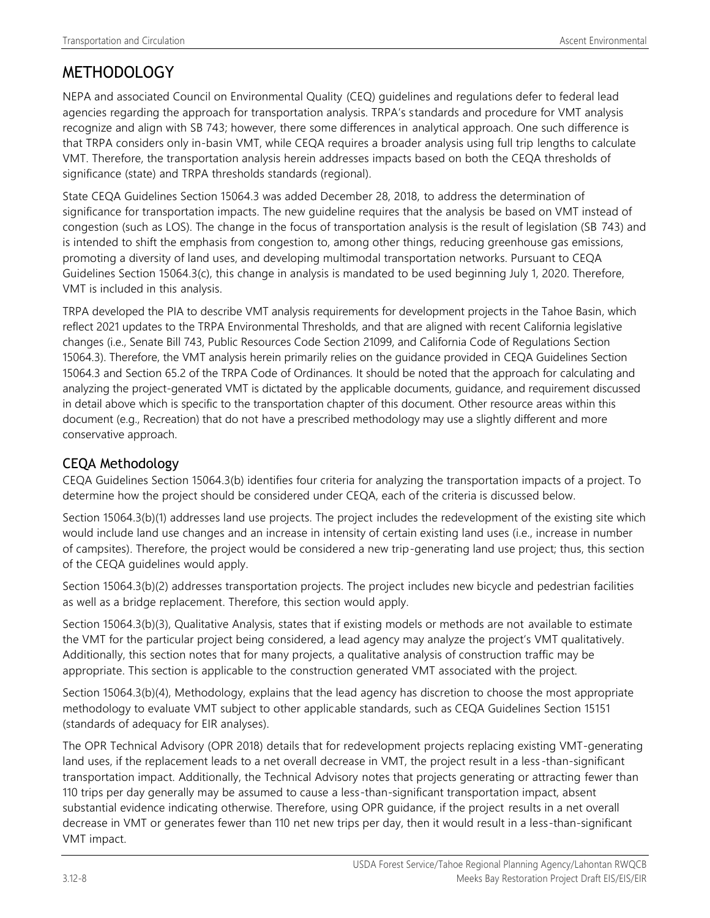# METHODOLOGY

NEPA and associated Council on Environmental Quality (CEQ) guidelines and regulations defer to federal lead agencies regarding the approach for transportation analysis. TRPA's standards and procedure for VMT analysis recognize and align with SB 743; however, there some differences in analytical approach. One such difference is that TRPA considers only in-basin VMT, while CEQA requires a broader analysis using full trip lengths to calculate VMT. Therefore, the transportation analysis herein addresses impacts based on both the CEQA thresholds of significance (state) and TRPA thresholds standards (regional).

State CEQA Guidelines Section 15064.3 was added December 28, 2018, to address the determination of significance for transportation impacts. The new guideline requires that the analysis be based on VMT instead of congestion (such as LOS). The change in the focus of transportation analysis is the result of legislation (SB 743) and is intended to shift the emphasis from congestion to, among other things, reducing greenhouse gas emissions, promoting a diversity of land uses, and developing multimodal transportation networks. Pursuant to CEQA Guidelines Section 15064.3(c), this change in analysis is mandated to be used beginning July 1, 2020. Therefore, VMT is included in this analysis.

TRPA developed the PIA to describe VMT analysis requirements for development projects in the Tahoe Basin, which reflect 2021 updates to the TRPA Environmental Thresholds, and that are aligned with recent California legislative changes (i.e., Senate Bill 743, Public Resources Code Section 21099, and California Code of Regulations Section 15064.3). Therefore, the VMT analysis herein primarily relies on the guidance provided in CEQA Guidelines Section 15064.3 and Section 65.2 of the TRPA Code of Ordinances. It should be noted that the approach for calculating and analyzing the project-generated VMT is dictated by the applicable documents, guidance, and requirement discussed in detail above which is specific to the transportation chapter of this document. Other resource areas within this document (e.g., Recreation) that do not have a prescribed methodology may use a slightly different and more conservative approach.

## CEQA Methodology

CEQA Guidelines Section 15064.3(b) identifies four criteria for analyzing the transportation impacts of a project. To determine how the project should be considered under CEQA, each of the criteria is discussed below.

Section 15064.3(b)(1) addresses land use projects. The project includes the redevelopment of the existing site which would include land use changes and an increase in intensity of certain existing land uses (i.e., increase in number of campsites). Therefore, the project would be considered a new trip-generating land use project; thus, this section of the CEQA guidelines would apply.

Section 15064.3(b)(2) addresses transportation projects. The project includes new bicycle and pedestrian facilities as well as a bridge replacement. Therefore, this section would apply.

Section 15064.3(b)(3), Qualitative Analysis, states that if existing models or methods are not available to estimate the VMT for the particular project being considered, a lead agency may analyze the project's VMT qualitatively. Additionally, this section notes that for many projects, a qualitative analysis of construction traffic may be appropriate. This section is applicable to the construction generated VMT associated with the project.

Section 15064.3(b)(4), Methodology, explains that the lead agency has discretion to choose the most appropriate methodology to evaluate VMT subject to other applicable standards, such as CEQA Guidelines Section 15151 (standards of adequacy for EIR analyses).

The OPR Technical Advisory (OPR 2018) details that for redevelopment projects replacing existing VMT-generating land uses, if the replacement leads to a net overall decrease in VMT, the project result in a less-than-significant transportation impact. Additionally, the Technical Advisory notes that projects generating or attracting fewer than 110 trips per day generally may be assumed to cause a less-than-significant transportation impact, absent substantial evidence indicating otherwise. Therefore, using OPR guidance, if the project results in a net overall decrease in VMT or generates fewer than 110 net new trips per day, then it would result in a less-than-significant VMT impact.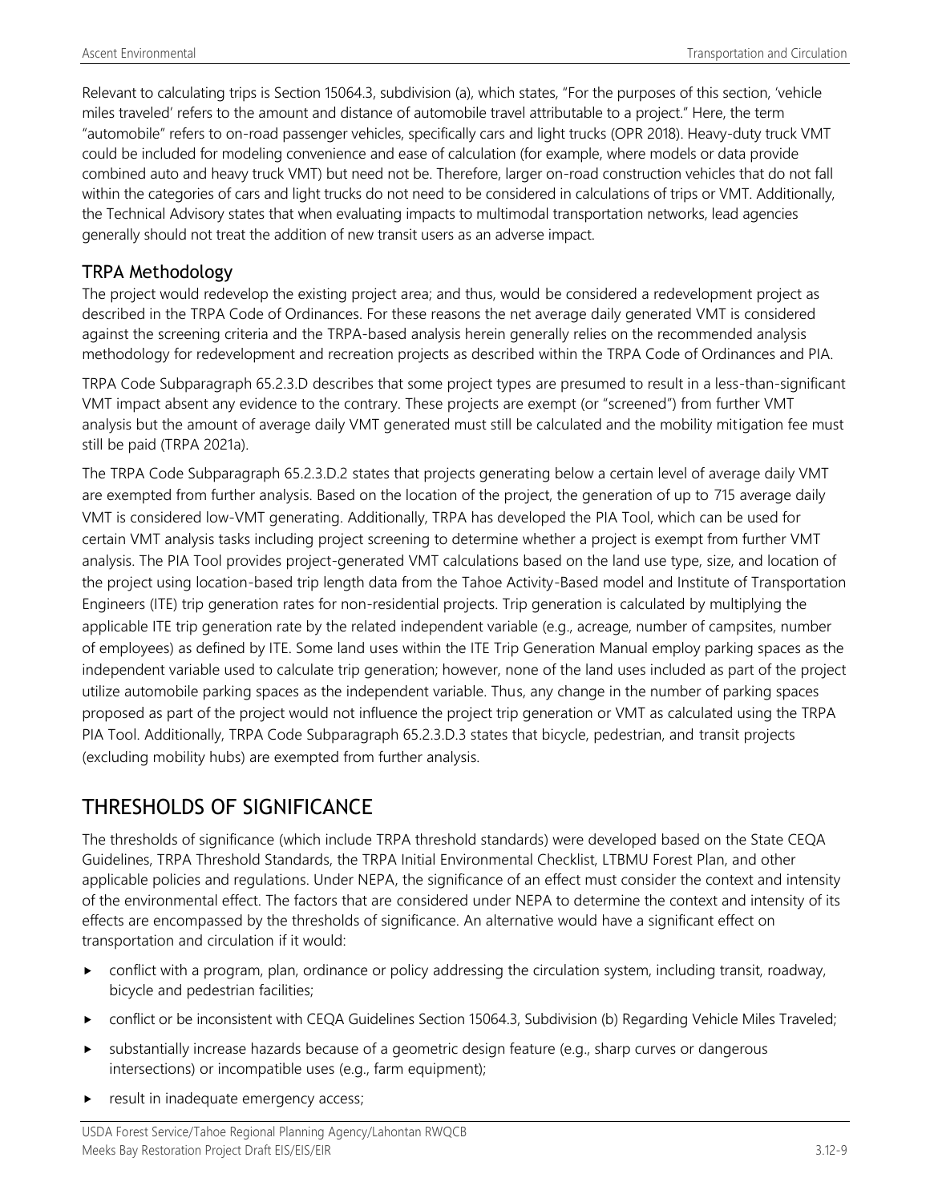Relevant to calculating trips is Section 15064.3, subdivision (a), which states, "For the purposes of this section, 'vehicle miles traveled' refers to the amount and distance of automobile travel attributable to a project." Here, the term "automobile" refers to on-road passenger vehicles, specifically cars and light trucks (OPR 2018). Heavy-duty truck VMT could be included for modeling convenience and ease of calculation (for example, where models or data provide combined auto and heavy truck VMT) but need not be. Therefore, larger on-road construction vehicles that do not fall within the categories of cars and light trucks do not need to be considered in calculations of trips or VMT. Additionally, the Technical Advisory states that when evaluating impacts to multimodal transportation networks, lead agencies generally should not treat the addition of new transit users as an adverse impact.

### TRPA Methodology

The project would redevelop the existing project area; and thus, would be considered a redevelopment project as described in the TRPA Code of Ordinances. For these reasons the net average daily generated VMT is considered against the screening criteria and the TRPA-based analysis herein generally relies on the recommended analysis methodology for redevelopment and recreation projects as described within the TRPA Code of Ordinances and PIA.

TRPA Code Subparagraph 65.2.3.D describes that some project types are presumed to result in a less-than-significant VMT impact absent any evidence to the contrary. These projects are exempt (or "screened") from further VMT analysis but the amount of average daily VMT generated must still be calculated and the mobility mitigation fee must still be paid (TRPA 2021a).

The TRPA Code Subparagraph 65.2.3.D.2 states that projects generating below a certain level of average daily VMT are exempted from further analysis. Based on the location of the project, the generation of up to 715 average daily VMT is considered low-VMT generating. Additionally, TRPA has developed the PIA Tool, which can be used for certain VMT analysis tasks including project screening to determine whether a project is exempt from further VMT analysis. The PIA Tool provides project-generated VMT calculations based on the land use type, size, and location of the project using location-based trip length data from the Tahoe Activity-Based model and Institute of Transportation Engineers (ITE) trip generation rates for non-residential projects. Trip generation is calculated by multiplying the applicable ITE trip generation rate by the related independent variable (e.g., acreage, number of campsites, number of employees) as defined by ITE. Some land uses within the ITE Trip Generation Manual employ parking spaces as the independent variable used to calculate trip generation; however, none of the land uses included as part of the project utilize automobile parking spaces as the independent variable. Thus, any change in the number of parking spaces proposed as part of the project would not influence the project trip generation or VMT as calculated using the TRPA PIA Tool. Additionally, TRPA Code Subparagraph 65.2.3.D.3 states that bicycle, pedestrian, and transit projects (excluding mobility hubs) are exempted from further analysis.

## THRESHOLDS OF SIGNIFICANCE

The thresholds of significance (which include TRPA threshold standards) were developed based on the State CEQA Guidelines, TRPA Threshold Standards, the TRPA Initial Environmental Checklist, LTBMU Forest Plan, and other applicable policies and regulations. Under NEPA, the significance of an effect must consider the context and intensity of the environmental effect. The factors that are considered under NEPA to determine the context and intensity of its effects are encompassed by the thresholds of significance. An alternative would have a significant effect on transportation and circulation if it would:

- conflict with a program, plan, ordinance or policy addressing the circulation system, including transit, roadway, bicycle and pedestrian facilities;
- conflict or be inconsistent with CEQA Guidelines Section 15064.3, Subdivision (b) Regarding Vehicle Miles Traveled;
- substantially increase hazards because of a geometric design feature (e.g., sharp curves or dangerous intersections) or incompatible uses (e.g., farm equipment);
- result in inadequate emergency access;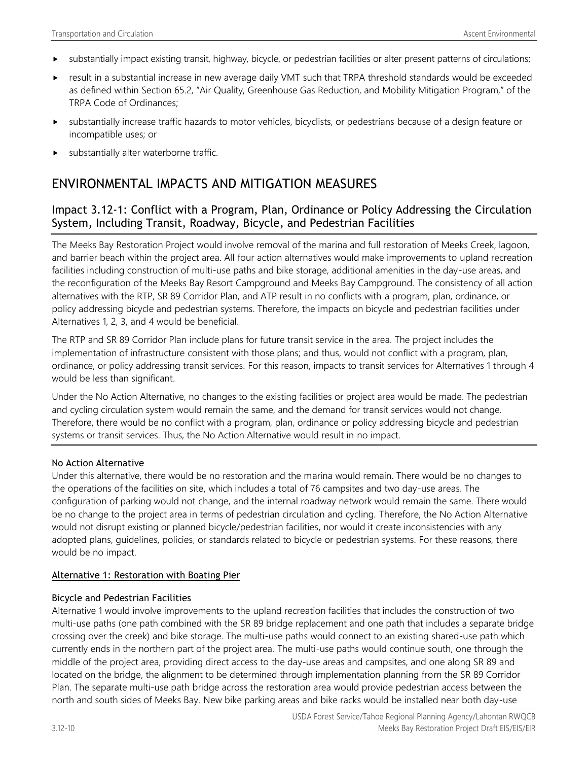- substantially impact existing transit, highway, bicycle, or pedestrian facilities or alter present patterns of circulations;
- result in a substantial increase in new average daily VMT such that TRPA threshold standards would be exceeded as defined within Section 65.2, "Air Quality, Greenhouse Gas Reduction, and Mobility Mitigation Program," of the TRPA Code of Ordinances;
- substantially increase traffic hazards to motor vehicles, bicyclists, or pedestrians because of a design feature or incompatible uses; or
- substantially alter waterborne traffic.

# ENVIRONMENTAL IMPACTS AND MITIGATION MEASURES

## Impact 3.12-1: Conflict with a Program, Plan, Ordinance or Policy Addressing the Circulation System, Including Transit, Roadway, Bicycle, and Pedestrian Facilities

The Meeks Bay Restoration Project would involve removal of the marina and full restoration of Meeks Creek, lagoon, and barrier beach within the project area. All four action alternatives would make improvements to upland recreation facilities including construction of multi-use paths and bike storage, additional amenities in the day-use areas, and the reconfiguration of the Meeks Bay Resort Campground and Meeks Bay Campground. The consistency of all action alternatives with the RTP, SR 89 Corridor Plan, and ATP result in no conflicts with a program, plan, ordinance, or policy addressing bicycle and pedestrian systems. Therefore, the impacts on bicycle and pedestrian facilities under Alternatives 1, 2, 3, and 4 would be beneficial.

The RTP and SR 89 Corridor Plan include plans for future transit service in the area. The project includes the implementation of infrastructure consistent with those plans; and thus, would not conflict with a program, plan, ordinance, or policy addressing transit services. For this reason, impacts to transit services for Alternatives 1 through 4 would be less than significant.

Under the No Action Alternative, no changes to the existing facilities or project area would be made. The pedestrian and cycling circulation system would remain the same, and the demand for transit services would not change. Therefore, there would be no conflict with a program, plan, ordinance or policy addressing bicycle and pedestrian systems or transit services. Thus, the No Action Alternative would result in no impact.

### No Action Alternative

Under this alternative, there would be no restoration and the marina would remain. There would be no changes to the operations of the facilities on site, which includes a total of 76 campsites and two day-use areas. The configuration of parking would not change, and the internal roadway network would remain the same. There would be no change to the project area in terms of pedestrian circulation and cycling. Therefore, the No Action Alternative would not disrupt existing or planned bicycle/pedestrian facilities, nor would it create inconsistencies with any adopted plans, guidelines, policies, or standards related to bicycle or pedestrian systems. For these reasons, there would be no impact.

### Alternative 1: Restoration with Boating Pier

#### Bicycle and Pedestrian Facilities

Alternative 1 would involve improvements to the upland recreation facilities that includes the construction of two multi-use paths (one path combined with the SR 89 bridge replacement and one path that includes a separate bridge crossing over the creek) and bike storage. The multi-use paths would connect to an existing shared-use path which currently ends in the northern part of the project area. The multi-use paths would continue south, one through the middle of the project area, providing direct access to the day-use areas and campsites, and one along SR 89 and located on the bridge, the alignment to be determined through implementation planning from the SR 89 Corridor Plan. The separate multi-use path bridge across the restoration area would provide pedestrian access between the north and south sides of Meeks Bay. New bike parking areas and bike racks would be installed near both day-use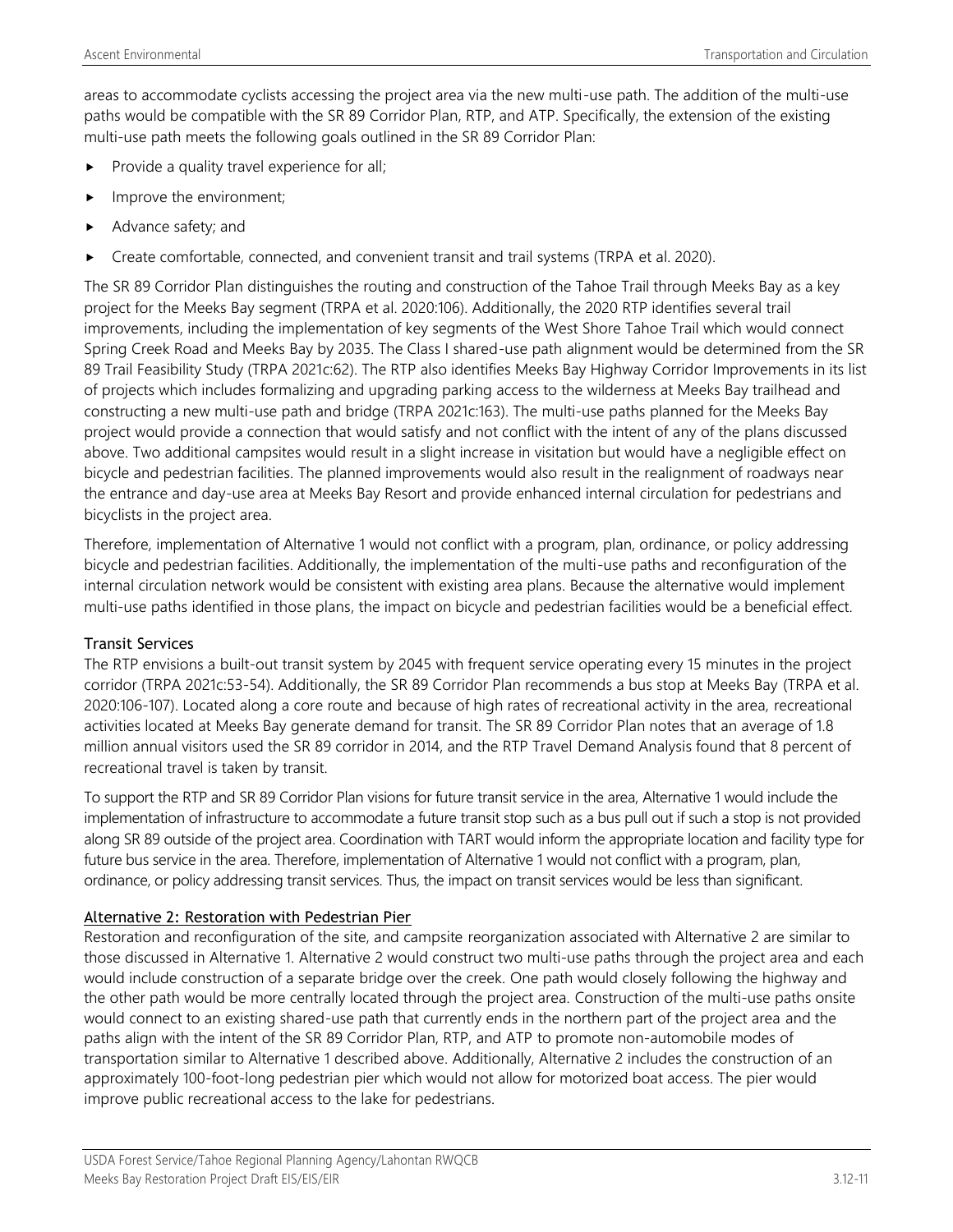areas to accommodate cyclists accessing the project area via the new multi-use path. The addition of the multi-use paths would be compatible with the SR 89 Corridor Plan, RTP, and ATP. Specifically, the extension of the existing multi-use path meets the following goals outlined in the SR 89 Corridor Plan:

- Provide a quality travel experience for all;
- Improve the environment;
- Advance safety; and
- Create comfortable, connected, and convenient transit and trail systems (TRPA et al. 2020).

The SR 89 Corridor Plan distinguishes the routing and construction of the Tahoe Trail through Meeks Bay as a key project for the Meeks Bay segment (TRPA et al. 2020:106). Additionally, the 2020 RTP identifies several trail improvements, including the implementation of key segments of the West Shore Tahoe Trail which would connect Spring Creek Road and Meeks Bay by 2035. The Class I shared-use path alignment would be determined from the SR 89 Trail Feasibility Study (TRPA 2021c:62). The RTP also identifies Meeks Bay Highway Corridor Improvements in its list of projects which includes formalizing and upgrading parking access to the wilderness at Meeks Bay trailhead and constructing a new multi-use path and bridge (TRPA 2021c:163). The multi-use paths planned for the Meeks Bay project would provide a connection that would satisfy and not conflict with the intent of any of the plans discussed above. Two additional campsites would result in a slight increase in visitation but would have a negligible effect on bicycle and pedestrian facilities. The planned improvements would also result in the realignment of roadways near the entrance and day-use area at Meeks Bay Resort and provide enhanced internal circulation for pedestrians and bicyclists in the project area.

Therefore, implementation of Alternative 1 would not conflict with a program, plan, ordinance, or policy addressing bicycle and pedestrian facilities. Additionally, the implementation of the multi-use paths and reconfiguration of the internal circulation network would be consistent with existing area plans. Because the alternative would implement multi-use paths identified in those plans, the impact on bicycle and pedestrian facilities would be a beneficial effect.

#### Transit Services

The RTP envisions a built-out transit system by 2045 with frequent service operating every 15 minutes in the project corridor (TRPA 2021c:53-54). Additionally, the SR 89 Corridor Plan recommends a bus stop at Meeks Bay (TRPA et al. 2020:106-107). Located along a core route and because of high rates of recreational activity in the area, recreational activities located at Meeks Bay generate demand for transit. The SR 89 Corridor Plan notes that an average of 1.8 million annual visitors used the SR 89 corridor in 2014, and the RTP Travel Demand Analysis found that 8 percent of recreational travel is taken by transit.

To support the RTP and SR 89 Corridor Plan visions for future transit service in the area, Alternative 1 would include the implementation of infrastructure to accommodate a future transit stop such as a bus pull out if such a stop is not provided along SR 89 outside of the project area. Coordination with TART would inform the appropriate location and facility type for future bus service in the area. Therefore, implementation of Alternative 1 would not conflict with a program, plan, ordinance, or policy addressing transit services. Thus, the impact on transit services would be less than significant.

### Alternative 2: Restoration with Pedestrian Pier

Restoration and reconfiguration of the site, and campsite reorganization associated with Alternative 2 are similar to those discussed in Alternative 1. Alternative 2 would construct two multi-use paths through the project area and each would include construction of a separate bridge over the creek. One path would closely following the highway and the other path would be more centrally located through the project area. Construction of the multi-use paths onsite would connect to an existing shared-use path that currently ends in the northern part of the project area and the paths align with the intent of the SR 89 Corridor Plan, RTP, and ATP to promote non-automobile modes of transportation similar to Alternative 1 described above. Additionally, Alternative 2 includes the construction of an approximately 100-foot-long pedestrian pier which would not allow for motorized boat access. The pier would improve public recreational access to the lake for pedestrians.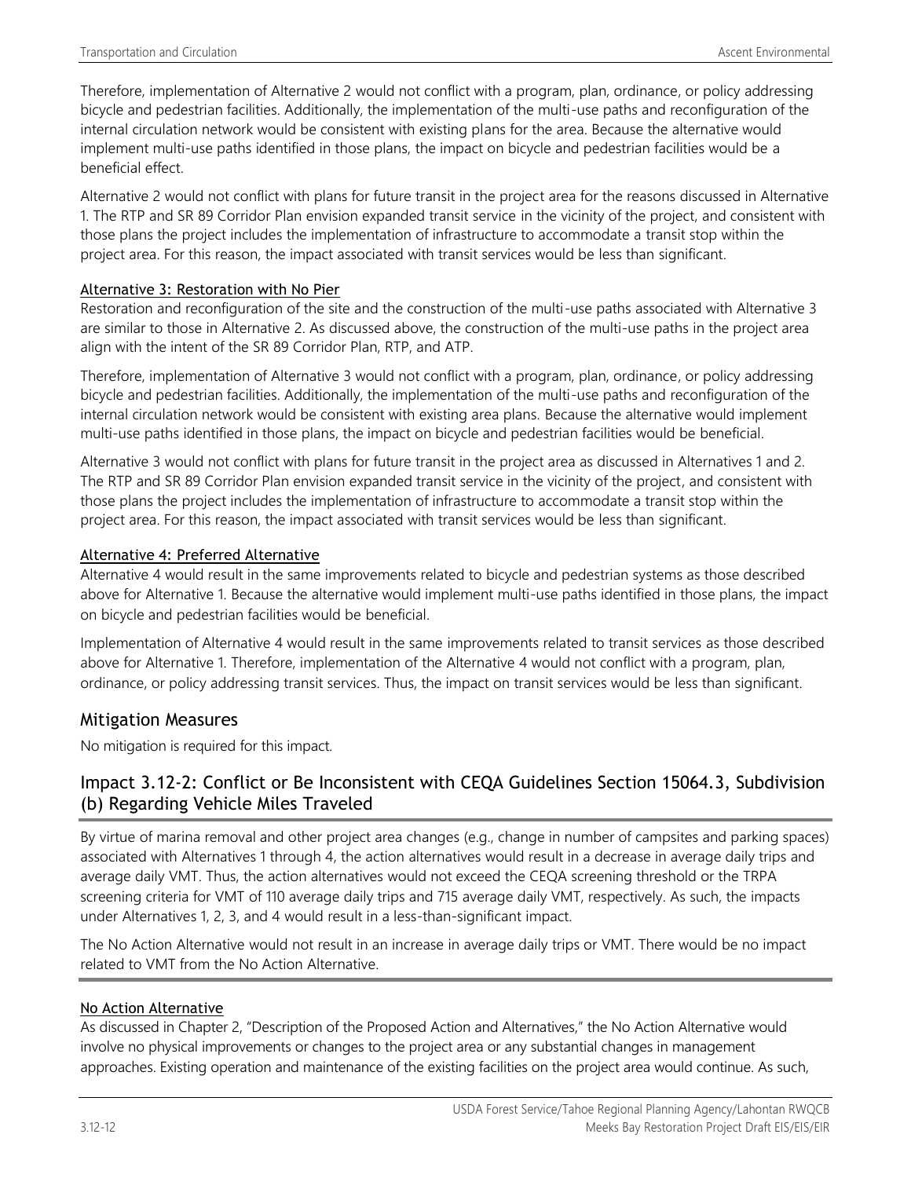Therefore, implementation of Alternative 2 would not conflict with a program, plan, ordinance, or policy addressing bicycle and pedestrian facilities. Additionally, the implementation of the multi-use paths and reconfiguration of the internal circulation network would be consistent with existing plans for the area. Because the alternative would implement multi-use paths identified in those plans, the impact on bicycle and pedestrian facilities would be a beneficial effect.

Alternative 2 would not conflict with plans for future transit in the project area for the reasons discussed in Alternative 1. The RTP and SR 89 Corridor Plan envision expanded transit service in the vicinity of the project, and consistent with those plans the project includes the implementation of infrastructure to accommodate a transit stop within the project area. For this reason, the impact associated with transit services would be less than significant.

#### Alternative 3: Restoration with No Pier

Restoration and reconfiguration of the site and the construction of the multi-use paths associated with Alternative 3 are similar to those in Alternative 2. As discussed above, the construction of the multi-use paths in the project area align with the intent of the SR 89 Corridor Plan, RTP, and ATP.

Therefore, implementation of Alternative 3 would not conflict with a program, plan, ordinance, or policy addressing bicycle and pedestrian facilities. Additionally, the implementation of the multi-use paths and reconfiguration of the internal circulation network would be consistent with existing area plans. Because the alternative would implement multi-use paths identified in those plans, the impact on bicycle and pedestrian facilities would be beneficial.

Alternative 3 would not conflict with plans for future transit in the project area as discussed in Alternatives 1 and 2. The RTP and SR 89 Corridor Plan envision expanded transit service in the vicinity of the project, and consistent with those plans the project includes the implementation of infrastructure to accommodate a transit stop within the project area. For this reason, the impact associated with transit services would be less than significant.

#### Alternative 4: Preferred Alternative

Alternative 4 would result in the same improvements related to bicycle and pedestrian systems as those described above for Alternative 1. Because the alternative would implement multi-use paths identified in those plans, the impact on bicycle and pedestrian facilities would be beneficial.

Implementation of Alternative 4 would result in the same improvements related to transit services as those described above for Alternative 1. Therefore, implementation of the Alternative 4 would not conflict with a program, plan, ordinance, or policy addressing transit services. Thus, the impact on transit services would be less than significant.

## Mitigation Measures

No mitigation is required for this impact.

## Impact 3.12-2: Conflict or Be Inconsistent with CEQA Guidelines Section 15064.3, Subdivision (b) Regarding Vehicle Miles Traveled

By virtue of marina removal and other project area changes (e.g., change in number of campsites and parking spaces) associated with Alternatives 1 through 4, the action alternatives would result in a decrease in average daily trips and average daily VMT. Thus, the action alternatives would not exceed the CEQA screening threshold or the TRPA screening criteria for VMT of 110 average daily trips and 715 average daily VMT, respectively. As such, the impacts under Alternatives 1, 2, 3, and 4 would result in a less-than-significant impact.

The No Action Alternative would not result in an increase in average daily trips or VMT. There would be no impact related to VMT from the No Action Alternative.

#### No Action Alternative

As discussed in Chapter 2, "Description of the Proposed Action and Alternatives," the No Action Alternative would involve no physical improvements or changes to the project area or any substantial changes in management approaches. Existing operation and maintenance of the existing facilities on the project area would continue. As such,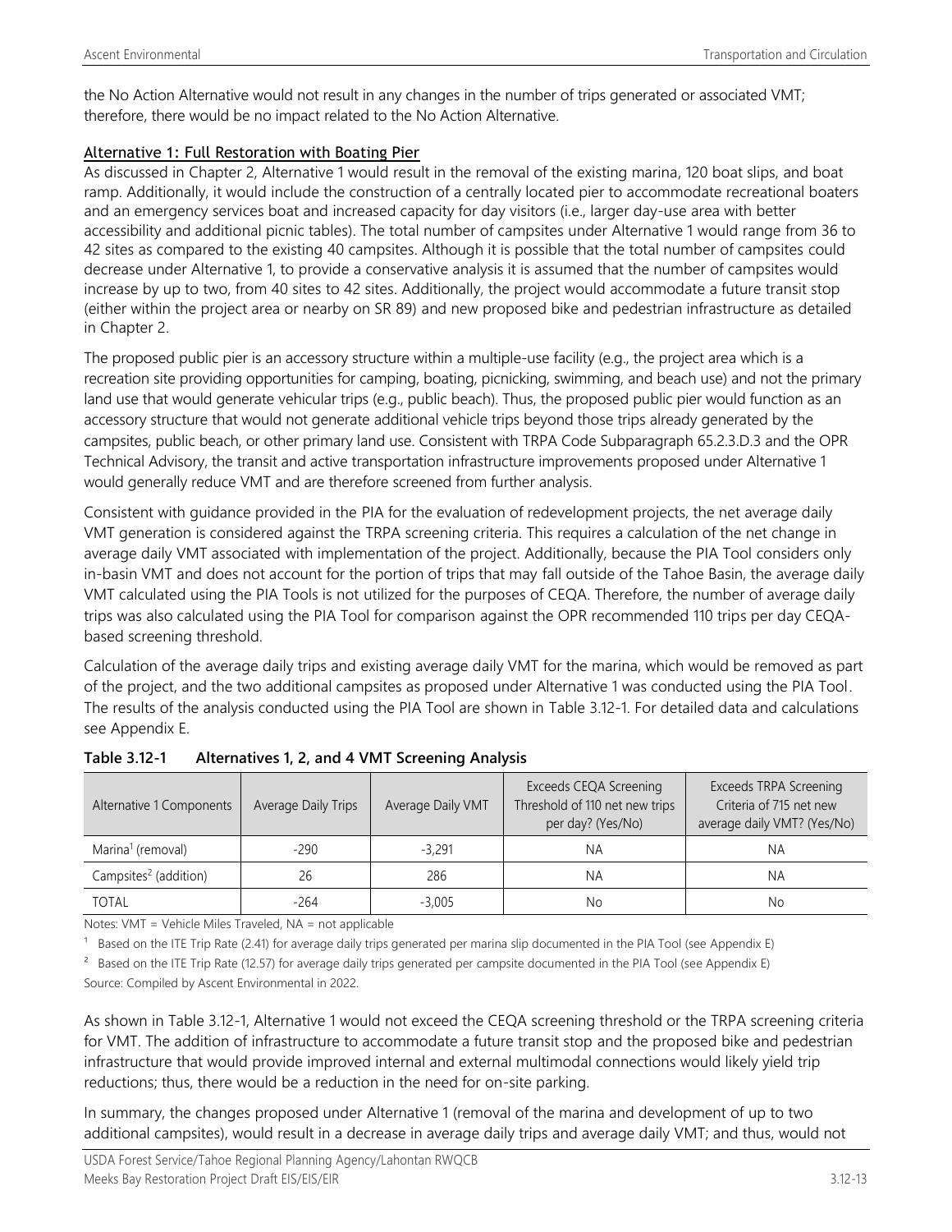the No Action Alternative would not result in any changes in the number of trips generated or associated VMT; therefore, there would be no impact related to the No Action Alternative.

## Alternative 1: Full Restoration with Boating Pier

As discussed in Chapter 2, Alternative 1 would result in the removal of the existing marina, 120 boat slips, and boat ramp. Additionally, it would include the construction of a centrally located pier to accommodate recreational boaters and an emergency services boat and increased capacity for day visitors (i.e., larger day-use area with better accessibility and additional picnic tables). The total number of campsites under Alternative 1 would range from 36 to 42 sites as compared to the existing 40 campsites. Although it is possible that the total number of campsites could decrease under Alternative 1, to provide a conservative analysis it is assumed that the number of campsites would increase by up to two, from 40 sites to 42 sites. Additionally, the project would accommodate a future transit stop (either within the project area or nearby on SR 89) and new proposed bike and pedestrian infrastructure as detailed in Chapter 2.

The proposed public pier is an accessory structure within a multiple-use facility (e.g., the project area which is a recreation site providing opportunities for camping, boating, picnicking, swimming, and beach use) and not the primary land use that would generate vehicular trips (e.g., public beach). Thus, the proposed public pier would function as an accessory structure that would not generate additional vehicle trips beyond those trips already generated by the campsites, public beach, or other primary land use. Consistent with TRPA Code Subparagraph 65.2.3.D.3 and the OPR Technical Advisory, the transit and active transportation infrastructure improvements proposed under Alternative 1 would generally reduce VMT and are therefore screened from further analysis.

Consistent with guidance provided in the PIA for the evaluation of redevelopment projects, the net average daily VMT generation is considered against the TRPA screening criteria. This requires a calculation of the net change in average daily VMT associated with implementation of the project. Additionally, because the PIA Tool considers only in-basin VMT and does not account for the portion of trips that may fall outside of the Tahoe Basin, the average daily VMT calculated using the PIA Tools is not utilized for the purposes of CEQA. Therefore, the number of average daily trips was also calculated using the PIA Tool for comparison against the OPR recommended 110 trips per day CEQA-based screening threshold.

Calculation of the average daily trips and existing average daily VMT for the marina, which would be removed as part of the project, and the two additional campsites as proposed under Alternative 1 was conducted using the PIA Tool. The results of the analysis conducted using the PIA Tool are shown in Table 3.12-1. For detailed data and calculations see Appendix E.

**Table 3.12-1 Alternatives 1, 2, and 4 VMT Screening Analysis**

| Alternative 1 Components | Average Daily Trips | Average Daily VMT | Exceeds CEQA Screening Threshold of 110 net new trips per day? (Yes/No) | Exceeds TRPA Screening Criteria of 715 net new average daily VMT? (Yes/No) |
|---|---|---|---|---|
| Marina[1] (removal) | -290 | -3,291 | NA | NA |
| Campsites[2] (addition) | 26 | 286 | NA | NA |
| TOTAL | -264 | -3,005 | No | No |

Notes: VMT = Vehicle Miles Traveled, NA = not applicable

[1] Based on the ITE Trip Rate (2.41) for average daily trips generated per marina slip documented in the PIA Tool (see Appendix E)

[2] Based on the ITE Trip Rate (12.57) for average daily trips generated per campsite documented in the PIA Tool (see Appendix E)

Source: Compiled by Ascent Environmental in 2022.

As shown in Table 3.12-1, Alternative 1 would not exceed the CEQA screening threshold or the TRPA screening criteria for VMT. The addition of infrastructure to accommodate a future transit stop and the proposed bike and pedestrian infrastructure that would provide improved internal and external multimodal connections would likely yield trip reductions; thus, there would be a reduction in the need for on-site parking.

In summary, the changes proposed under Alternative 1 (removal of the marina and development of up to two additional campsites), would result in a decrease in average daily trips and average daily VMT; and thus, would not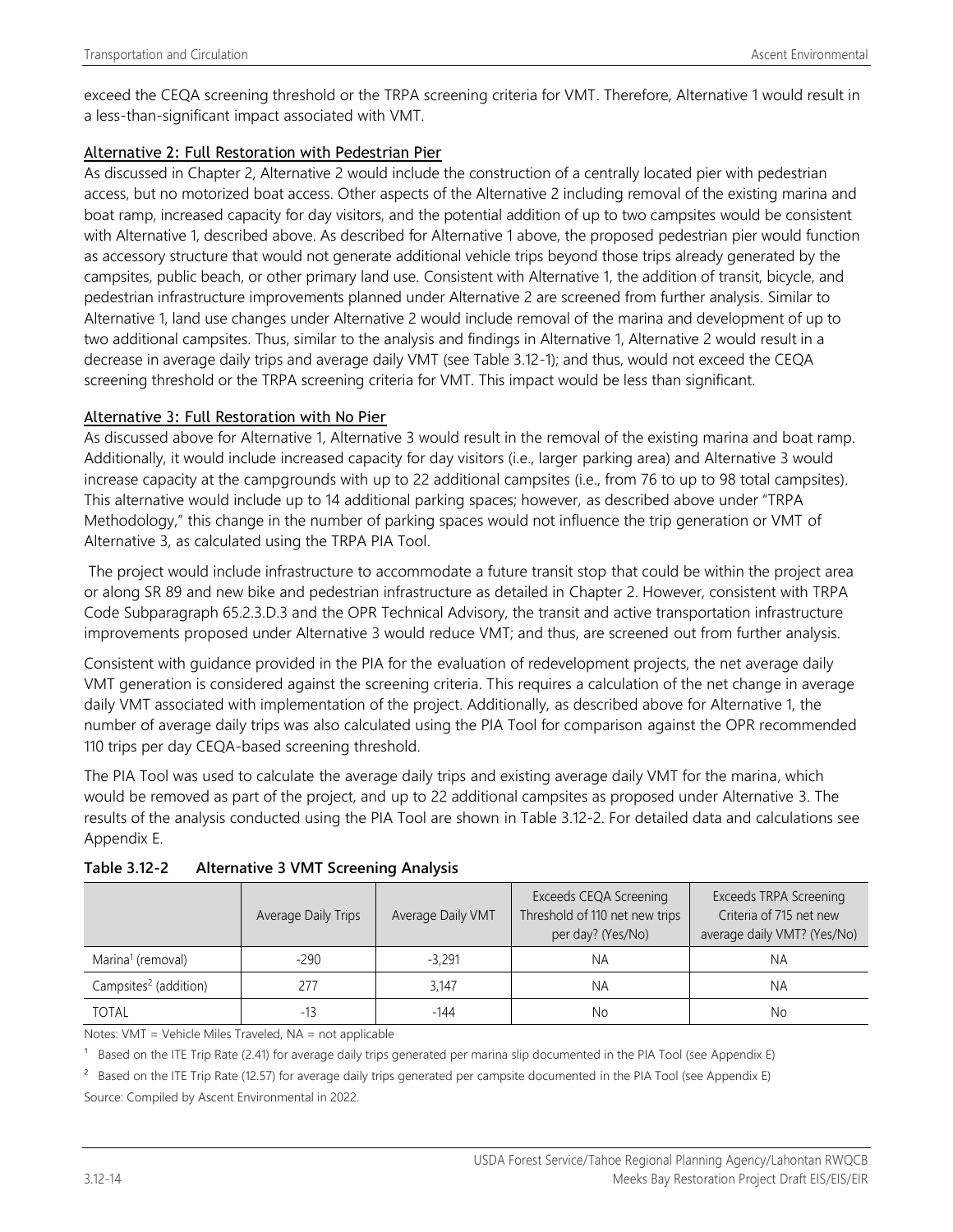exceed the CEQA screening threshold or the TRPA screening criteria for VMT. Therefore, Alternative 1 would result in a less-than-significant impact associated with VMT.

### Alternative 2: Full Restoration with Pedestrian Pier

As discussed in Chapter 2, Alternative 2 would include the construction of a centrally located pier with pedestrian access, but no motorized boat access. Other aspects of the Alternative 2 including removal of the existing marina and boat ramp, increased capacity for day visitors, and the potential addition of up to two campsites would be consistent with Alternative 1, described above. As described for Alternative 1 above, the proposed pedestrian pier would function as accessory structure that would not generate additional vehicle trips beyond those trips already generated by the campsites, public beach, or other primary land use. Consistent with Alternative 1, the addition of transit, bicycle, and pedestrian infrastructure improvements planned under Alternative 2 are screened from further analysis. Similar to Alternative 1, land use changes under Alternative 2 would include removal of the marina and development of up to two additional campsites. Thus, similar to the analysis and findings in Alternative 1, Alternative 2 would result in a decrease in average daily trips and average daily VMT (see Table 3.12-1); and thus, would not exceed the CEQA screening threshold or the TRPA screening criteria for VMT. This impact would be less than significant.

### Alternative 3: Full Restoration with No Pier

As discussed above for Alternative 1, Alternative 3 would result in the removal of the existing marina and boat ramp. Additionally, it would include increased capacity for day visitors (i.e., larger parking area) and Alternative 3 would increase capacity at the campgrounds with up to 22 additional campsites (i.e., from 76 to up to 98 total campsites). This alternative would include up to 14 additional parking spaces; however, as described above under "TRPA Methodology," this change in the number of parking spaces would not influence the trip generation or VMT of Alternative 3, as calculated using the TRPA PIA Tool.

The project would include infrastructure to accommodate a future transit stop that could be within the project area or along SR 89 and new bike and pedestrian infrastructure as detailed in Chapter 2. However, consistent with TRPA Code Subparagraph 65.2.3.D.3 and the OPR Technical Advisory, the transit and active transportation infrastructure improvements proposed under Alternative 3 would reduce VMT; and thus, are screened out from further analysis.

Consistent with guidance provided in the PIA for the evaluation of redevelopment projects, the net average daily VMT generation is considered against the screening criteria. This requires a calculation of the net change in average daily VMT associated with implementation of the project. Additionally, as described above for Alternative 1, the number of average daily trips was also calculated using the PIA Tool for comparison against the OPR recommended 110 trips per day CEQA-based screening threshold.

The PIA Tool was used to calculate the average daily trips and existing average daily VMT for the marina, which would be removed as part of the project, and up to 22 additional campsites as proposed under Alternative 3. The results of the analysis conducted using the PIA Tool are shown in Table 3.12-2. For detailed data and calculations see Appendix E.

**Table 3.12-2 Alternative 3 VMT Screening Analysis**

| | Average Daily Trips | Average Daily VMT | Exceeds CEQA Screening Threshold of 110 net new trips per day? (Yes/No) | Exceeds TRPA Screening Criteria of 715 net new average daily VMT? (Yes/No) |
|---|---|---|---|---|
| Marina[1] (removal) | -290 | -3,291 | NA | NA |
| Campsites[2] (addition) | 277 | 3,147 | NA | NA |
| TOTAL | -13 | -144 | No | No |

Notes: VMT = Vehicle Miles Traveled, NA = not applicable

[1] Based on the ITE Trip Rate (2.41) for average daily trips generated per marina slip documented in the PIA Tool (see Appendix E)

[2] Based on the ITE Trip Rate (12.57) for average daily trips generated per campsite documented in the PIA Tool (see Appendix E)

Source: Compiled by Ascent Environmental in 2022.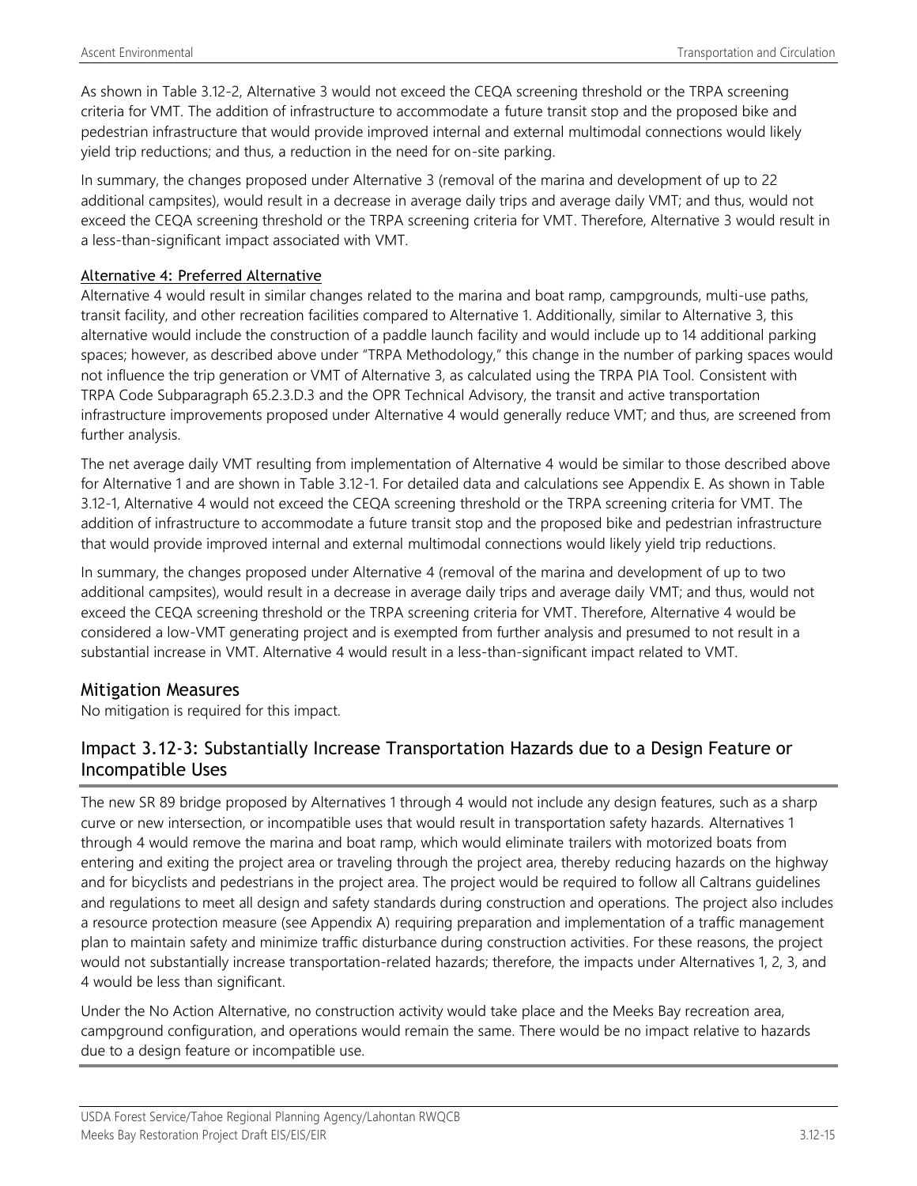As shown in Table 3.12-2, Alternative 3 would not exceed the CEQA screening threshold or the TRPA screening criteria for VMT. The addition of infrastructure to accommodate a future transit stop and the proposed bike and pedestrian infrastructure that would provide improved internal and external multimodal connections would likely yield trip reductions; and thus, a reduction in the need for on-site parking.

In summary, the changes proposed under Alternative 3 (removal of the marina and development of up to 22 additional campsites), would result in a decrease in average daily trips and average daily VMT; and thus, would not exceed the CEQA screening threshold or the TRPA screening criteria for VMT. Therefore, Alternative 3 would result in a less-than-significant impact associated with VMT.

#### Alternative 4: Preferred Alternative

Alternative 4 would result in similar changes related to the marina and boat ramp, campgrounds, multi-use paths, transit facility, and other recreation facilities compared to Alternative 1. Additionally, similar to Alternative 3, this alternative would include the construction of a paddle launch facility and would include up to 14 additional parking spaces; however, as described above under "TRPA Methodology," this change in the number of parking spaces would not influence the trip generation or VMT of Alternative 3, as calculated using the TRPA PIA Tool. Consistent with TRPA Code Subparagraph 65.2.3.D.3 and the OPR Technical Advisory, the transit and active transportation infrastructure improvements proposed under Alternative 4 would generally reduce VMT; and thus, are screened from further analysis.

The net average daily VMT resulting from implementation of Alternative 4 would be similar to those described above for Alternative 1 and are shown in Table 3.12-1. For detailed data and calculations see Appendix E. As shown in Table 3.12-1, Alternative 4 would not exceed the CEQA screening threshold or the TRPA screening criteria for VMT. The addition of infrastructure to accommodate a future transit stop and the proposed bike and pedestrian infrastructure that would provide improved internal and external multimodal connections would likely yield trip reductions.

In summary, the changes proposed under Alternative 4 (removal of the marina and development of up to two additional campsites), would result in a decrease in average daily trips and average daily VMT; and thus, would not exceed the CEQA screening threshold or the TRPA screening criteria for VMT. Therefore, Alternative 4 would be considered a low-VMT generating project and is exempted from further analysis and presumed to not result in a substantial increase in VMT. Alternative 4 would result in a less-than-significant impact related to VMT.

### Mitigation Measures

No mitigation is required for this impact.

### Impact 3.12-3: Substantially Increase Transportation Hazards due to a Design Feature or Incompatible Uses

The new SR 89 bridge proposed by Alternatives 1 through 4 would not include any design features, such as a sharp curve or new intersection, or incompatible uses that would result in transportation safety hazards. Alternatives 1 through 4 would remove the marina and boat ramp, which would eliminate trailers with motorized boats from entering and exiting the project area or traveling through the project area, thereby reducing hazards on the highway and for bicyclists and pedestrians in the project area. The project would be required to follow all Caltrans guidelines and regulations to meet all design and safety standards during construction and operations. The project also includes a resource protection measure (see Appendix A) requiring preparation and implementation of a traffic management plan to maintain safety and minimize traffic disturbance during construction activities. For these reasons, the project would not substantially increase transportation-related hazards; therefore, the impacts under Alternatives 1, 2, 3, and 4 would be less than significant.

Under the No Action Alternative, no construction activity would take place and the Meeks Bay recreation area, campground configuration, and operations would remain the same. There would be no impact relative to hazards due to a design feature or incompatible use.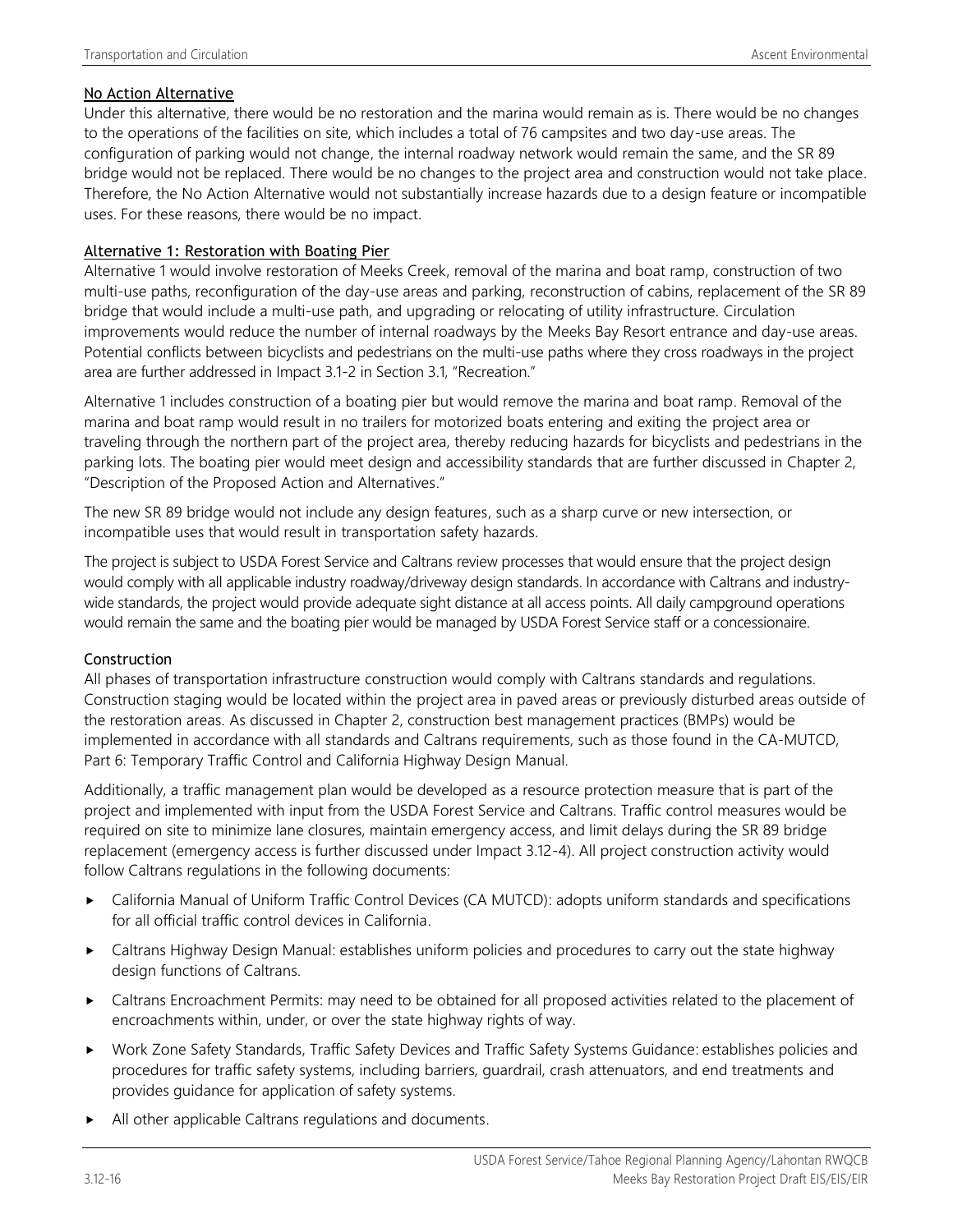No Action Alternative

Under this alternative, there would be no restoration and the marina would remain as is. There would be no changes to the operations of the facilities on site, which includes a total of 76 campsites and two day-use areas. The configuration of parking would not change, the internal roadway network would remain the same, and the SR 89 bridge would not be replaced. There would be no changes to the project area and construction would not take place. Therefore, the No Action Alternative would not substantially increase hazards due to a design feature or incompatible uses. For these reasons, there would be no impact.

Alternative 1: Restoration with Boating Pier

Alternative 1 would involve restoration of Meeks Creek, removal of the marina and boat ramp, construction of two multi-use paths, reconfiguration of the day-use areas and parking, reconstruction of cabins, replacement of the SR 89 bridge that would include a multi-use path, and upgrading or relocating of utility infrastructure. Circulation improvements would reduce the number of internal roadways by the Meeks Bay Resort entrance and day-use areas. Potential conflicts between bicyclists and pedestrians on the multi-use paths where they cross roadways in the project area are further addressed in Impact 3.1-2 in Section 3.1, "Recreation."

Alternative 1 includes construction of a boating pier but would remove the marina and boat ramp. Removal of the marina and boat ramp would result in no trailers for motorized boats entering and exiting the project area or traveling through the northern part of the project area, thereby reducing hazards for bicyclists and pedestrians in the parking lots. The boating pier would meet design and accessibility standards that are further discussed in Chapter 2, "Description of the Proposed Action and Alternatives."

The new SR 89 bridge would not include any design features, such as a sharp curve or new intersection, or incompatible uses that would result in transportation safety hazards.

The project is subject to USDA Forest Service and Caltrans review processes that would ensure that the project design would comply with all applicable industry roadway/driveway design standards. In accordance with Caltrans and industry-wide standards, the project would provide adequate sight distance at all access points. All daily campground operations would remain the same and the boating pier would be managed by USDA Forest Service staff or a concessionaire.

Construction

All phases of transportation infrastructure construction would comply with Caltrans standards and regulations. Construction staging would be located within the project area in paved areas or previously disturbed areas outside of the restoration areas. As discussed in Chapter 2, construction best management practices (BMPs) would be implemented in accordance with all standards and Caltrans requirements, such as those found in the CA-MUTCD, Part 6: Temporary Traffic Control and California Highway Design Manual.

Additionally, a traffic management plan would be developed as a resource protection measure that is part of the project and implemented with input from the USDA Forest Service and Caltrans. Traffic control measures would be required on site to minimize lane closures, maintain emergency access, and limit delays during the SR 89 bridge replacement (emergency access is further discussed under Impact 3.12-4). All project construction activity would follow Caltrans regulations in the following documents:

- California Manual of Uniform Traffic Control Devices (CA MUTCD): adopts uniform standards and specifications for all official traffic control devices in California.
- Caltrans Highway Design Manual: establishes uniform policies and procedures to carry out the state highway design functions of Caltrans.
- Caltrans Encroachment Permits: may need to be obtained for all proposed activities related to the placement of encroachments within, under, or over the state highway rights of way.
- Work Zone Safety Standards, Traffic Safety Devices and Traffic Safety Systems Guidance: establishes policies and procedures for traffic safety systems, including barriers, guardrail, crash attenuators, and end treatments and provides guidance for application of safety systems.
- All other applicable Caltrans regulations and documents.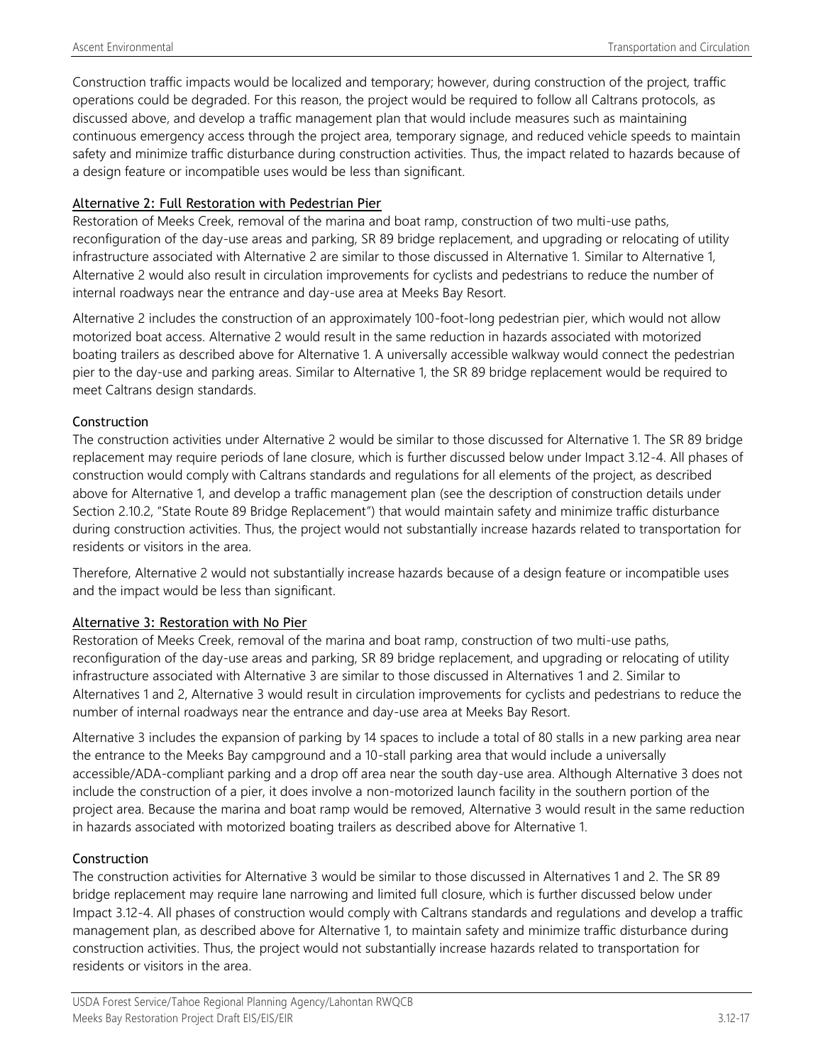Construction traffic impacts would be localized and temporary; however, during construction of the project, traffic operations could be degraded. For this reason, the project would be required to follow all Caltrans protocols, as discussed above, and develop a traffic management plan that would include measures such as maintaining continuous emergency access through the project area, temporary signage, and reduced vehicle speeds to maintain safety and minimize traffic disturbance during construction activities. Thus, the impact related to hazards because of a design feature or incompatible uses would be less than significant.

## Alternative 2: Full Restoration with Pedestrian Pier

Restoration of Meeks Creek, removal of the marina and boat ramp, construction of two multi-use paths, reconfiguration of the day-use areas and parking, SR 89 bridge replacement, and upgrading or relocating of utility infrastructure associated with Alternative 2 are similar to those discussed in Alternative 1. Similar to Alternative 1, Alternative 2 would also result in circulation improvements for cyclists and pedestrians to reduce the number of internal roadways near the entrance and day-use area at Meeks Bay Resort.

Alternative 2 includes the construction of an approximately 100-foot-long pedestrian pier, which would not allow motorized boat access. Alternative 2 would result in the same reduction in hazards associated with motorized boating trailers as described above for Alternative 1. A universally accessible walkway would connect the pedestrian pier to the day-use and parking areas. Similar to Alternative 1, the SR 89 bridge replacement would be required to meet Caltrans design standards.

### Construction

The construction activities under Alternative 2 would be similar to those discussed for Alternative 1. The SR 89 bridge replacement may require periods of lane closure, which is further discussed below under Impact 3.12-4. All phases of construction would comply with Caltrans standards and regulations for all elements of the project, as described above for Alternative 1, and develop a traffic management plan (see the description of construction details under Section 2.10.2, "State Route 89 Bridge Replacement") that would maintain safety and minimize traffic disturbance during construction activities. Thus, the project would not substantially increase hazards related to transportation for residents or visitors in the area.

Therefore, Alternative 2 would not substantially increase hazards because of a design feature or incompatible uses and the impact would be less than significant.

## Alternative 3: Restoration with No Pier

Restoration of Meeks Creek, removal of the marina and boat ramp, construction of two multi-use paths, reconfiguration of the day-use areas and parking, SR 89 bridge replacement, and upgrading or relocating of utility infrastructure associated with Alternative 3 are similar to those discussed in Alternatives 1 and 2. Similar to Alternatives 1 and 2, Alternative 3 would result in circulation improvements for cyclists and pedestrians to reduce the number of internal roadways near the entrance and day-use area at Meeks Bay Resort.

Alternative 3 includes the expansion of parking by 14 spaces to include a total of 80 stalls in a new parking area near the entrance to the Meeks Bay campground and a 10-stall parking area that would include a universally accessible/ADA-compliant parking and a drop off area near the south day-use area. Although Alternative 3 does not include the construction of a pier, it does involve a non-motorized launch facility in the southern portion of the project area. Because the marina and boat ramp would be removed, Alternative 3 would result in the same reduction in hazards associated with motorized boating trailers as described above for Alternative 1.

### Construction

The construction activities for Alternative 3 would be similar to those discussed in Alternatives 1 and 2. The SR 89 bridge replacement may require lane narrowing and limited full closure, which is further discussed below under Impact 3.12-4. All phases of construction would comply with Caltrans standards and regulations and develop a traffic management plan, as described above for Alternative 1, to maintain safety and minimize traffic disturbance during construction activities. Thus, the project would not substantially increase hazards related to transportation for residents or visitors in the area.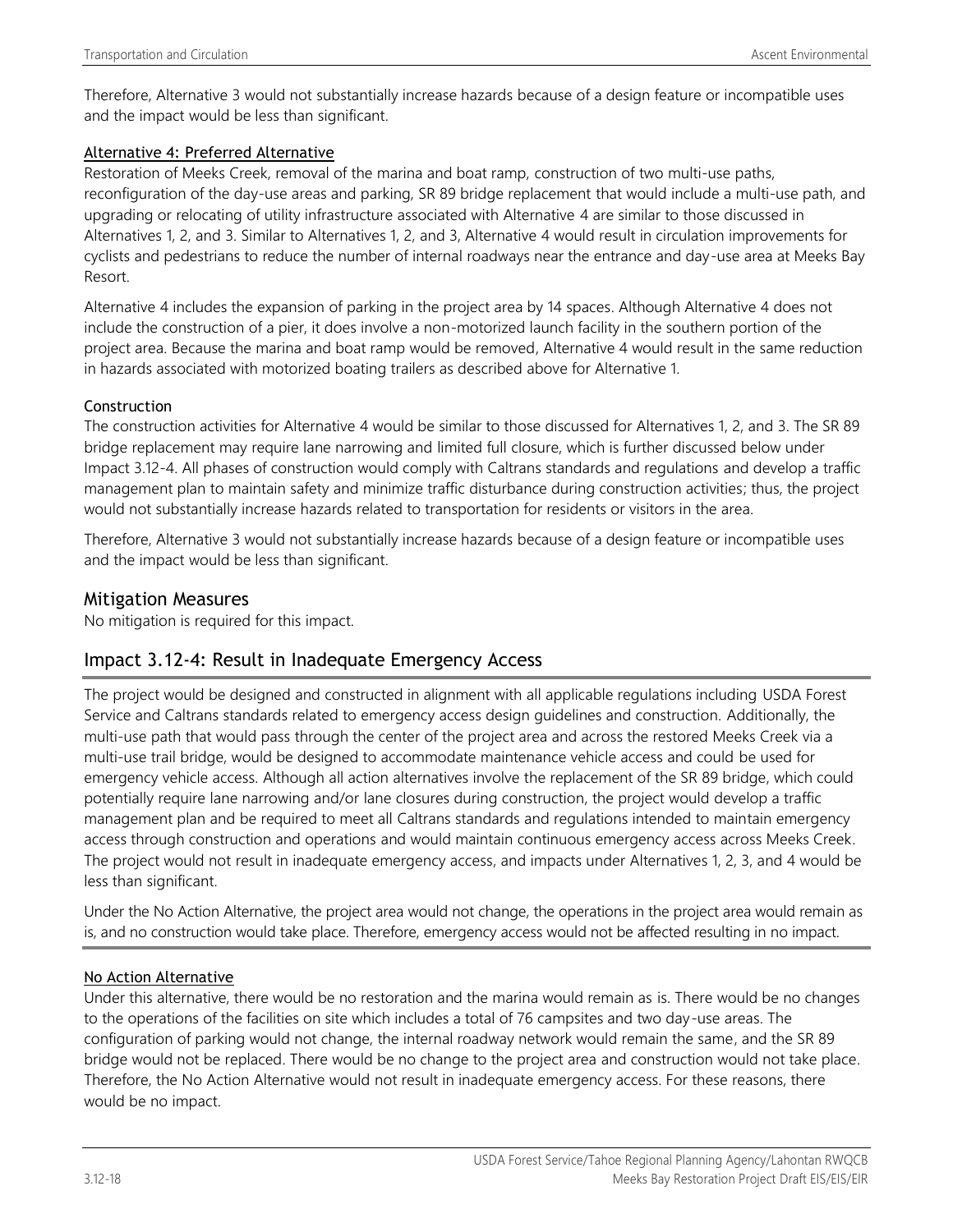Therefore, Alternative 3 would not substantially increase hazards because of a design feature or incompatible uses and the impact would be less than significant.

#### Alternative 4: Preferred Alternative

Restoration of Meeks Creek, removal of the marina and boat ramp, construction of two multi-use paths, reconfiguration of the day-use areas and parking, SR 89 bridge replacement that would include a multi-use path, and upgrading or relocating of utility infrastructure associated with Alternative 4 are similar to those discussed in Alternatives 1, 2, and 3. Similar to Alternatives 1, 2, and 3, Alternative 4 would result in circulation improvements for cyclists and pedestrians to reduce the number of internal roadways near the entrance and day-use area at Meeks Bay Resort.

Alternative 4 includes the expansion of parking in the project area by 14 spaces. Although Alternative 4 does not include the construction of a pier, it does involve a non-motorized launch facility in the southern portion of the project area. Because the marina and boat ramp would be removed, Alternative 4 would result in the same reduction in hazards associated with motorized boating trailers as described above for Alternative 1.

#### Construction

The construction activities for Alternative 4 would be similar to those discussed for Alternatives 1, 2, and 3. The SR 89 bridge replacement may require lane narrowing and limited full closure, which is further discussed below under Impact 3.12-4. All phases of construction would comply with Caltrans standards and regulations and develop a traffic management plan to maintain safety and minimize traffic disturbance during construction activities; thus, the project would not substantially increase hazards related to transportation for residents or visitors in the area.

Therefore, Alternative 3 would not substantially increase hazards because of a design feature or incompatible uses and the impact would be less than significant.

## Mitigation Measures

No mitigation is required for this impact.

## Impact 3.12-4: Result in Inadequate Emergency Access

The project would be designed and constructed in alignment with all applicable regulations including USDA Forest Service and Caltrans standards related to emergency access design guidelines and construction. Additionally, the multi-use path that would pass through the center of the project area and across the restored Meeks Creek via a multi-use trail bridge, would be designed to accommodate maintenance vehicle access and could be used for emergency vehicle access. Although all action alternatives involve the replacement of the SR 89 bridge, which could potentially require lane narrowing and/or lane closures during construction, the project would develop a traffic management plan and be required to meet all Caltrans standards and regulations intended to maintain emergency access through construction and operations and would maintain continuous emergency access across Meeks Creek. The project would not result in inadequate emergency access, and impacts under Alternatives 1, 2, 3, and 4 would be less than significant.

Under the No Action Alternative, the project area would not change, the operations in the project area would remain as is, and no construction would take place. Therefore, emergency access would not be affected resulting in no impact.

#### No Action Alternative

Under this alternative, there would be no restoration and the marina would remain as is. There would be no changes to the operations of the facilities on site which includes a total of 76 campsites and two day-use areas. The configuration of parking would not change, the internal roadway network would remain the same, and the SR 89 bridge would not be replaced. There would be no change to the project area and construction would not take place. Therefore, the No Action Alternative would not result in inadequate emergency access. For these reasons, there would be no impact.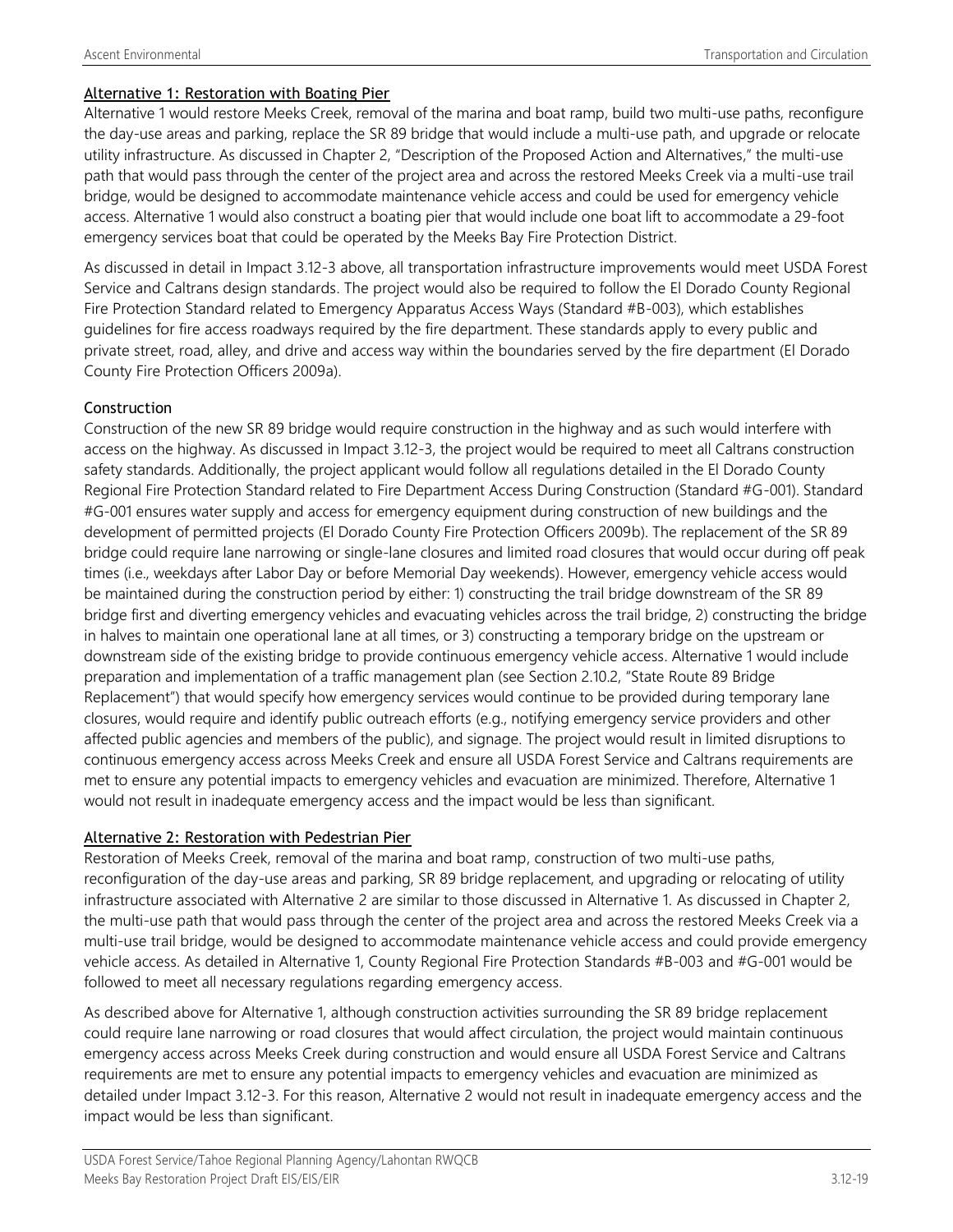#### Alternative 1: Restoration with Boating Pier

Alternative 1 would restore Meeks Creek, removal of the marina and boat ramp, build two multi-use paths, reconfigure the day-use areas and parking, replace the SR 89 bridge that would include a multi-use path, and upgrade or relocate utility infrastructure. As discussed in Chapter 2, "Description of the Proposed Action and Alternatives," the multi-use path that would pass through the center of the project area and across the restored Meeks Creek via a multi-use trail bridge, would be designed to accommodate maintenance vehicle access and could be used for emergency vehicle access. Alternative 1 would also construct a boating pier that would include one boat lift to accommodate a 29-foot emergency services boat that could be operated by the Meeks Bay Fire Protection District.

As discussed in detail in Impact 3.12-3 above, all transportation infrastructure improvements would meet USDA Forest Service and Caltrans design standards. The project would also be required to follow the El Dorado County Regional Fire Protection Standard related to Emergency Apparatus Access Ways (Standard #B-003), which establishes guidelines for fire access roadways required by the fire department. These standards apply to every public and private street, road, alley, and drive and access way within the boundaries served by the fire department (El Dorado County Fire Protection Officers 2009a).

##### Construction

Construction of the new SR 89 bridge would require construction in the highway and as such would interfere with access on the highway. As discussed in Impact 3.12-3, the project would be required to meet all Caltrans construction safety standards. Additionally, the project applicant would follow all regulations detailed in the El Dorado County Regional Fire Protection Standard related to Fire Department Access During Construction (Standard #G-001). Standard #G-001 ensures water supply and access for emergency equipment during construction of new buildings and the development of permitted projects (El Dorado County Fire Protection Officers 2009b). The replacement of the SR 89 bridge could require lane narrowing or single-lane closures and limited road closures that would occur during off peak times (i.e., weekdays after Labor Day or before Memorial Day weekends). However, emergency vehicle access would be maintained during the construction period by either: 1) constructing the trail bridge downstream of the SR 89 bridge first and diverting emergency vehicles and evacuating vehicles across the trail bridge, 2) constructing the bridge in halves to maintain one operational lane at all times, or 3) constructing a temporary bridge on the upstream or downstream side of the existing bridge to provide continuous emergency vehicle access. Alternative 1 would include preparation and implementation of a traffic management plan (see Section 2.10.2, "State Route 89 Bridge Replacement") that would specify how emergency services would continue to be provided during temporary lane closures, would require and identify public outreach efforts (e.g., notifying emergency service providers and other affected public agencies and members of the public), and signage. The project would result in limited disruptions to continuous emergency access across Meeks Creek and ensure all USDA Forest Service and Caltrans requirements are met to ensure any potential impacts to emergency vehicles and evacuation are minimized. Therefore, Alternative 1 would not result in inadequate emergency access and the impact would be less than significant.

#### Alternative 2: Restoration with Pedestrian Pier

Restoration of Meeks Creek, removal of the marina and boat ramp, construction of two multi-use paths, reconfiguration of the day-use areas and parking, SR 89 bridge replacement, and upgrading or relocating of utility infrastructure associated with Alternative 2 are similar to those discussed in Alternative 1. As discussed in Chapter 2, the multi-use path that would pass through the center of the project area and across the restored Meeks Creek via a multi-use trail bridge, would be designed to accommodate maintenance vehicle access and could provide emergency vehicle access. As detailed in Alternative 1, County Regional Fire Protection Standards #B-003 and #G-001 would be followed to meet all necessary regulations regarding emergency access.

As described above for Alternative 1, although construction activities surrounding the SR 89 bridge replacement could require lane narrowing or road closures that would affect circulation, the project would maintain continuous emergency access across Meeks Creek during construction and would ensure all USDA Forest Service and Caltrans requirements are met to ensure any potential impacts to emergency vehicles and evacuation are minimized as detailed under Impact 3.12-3. For this reason, Alternative 2 would not result in inadequate emergency access and the impact would be less than significant.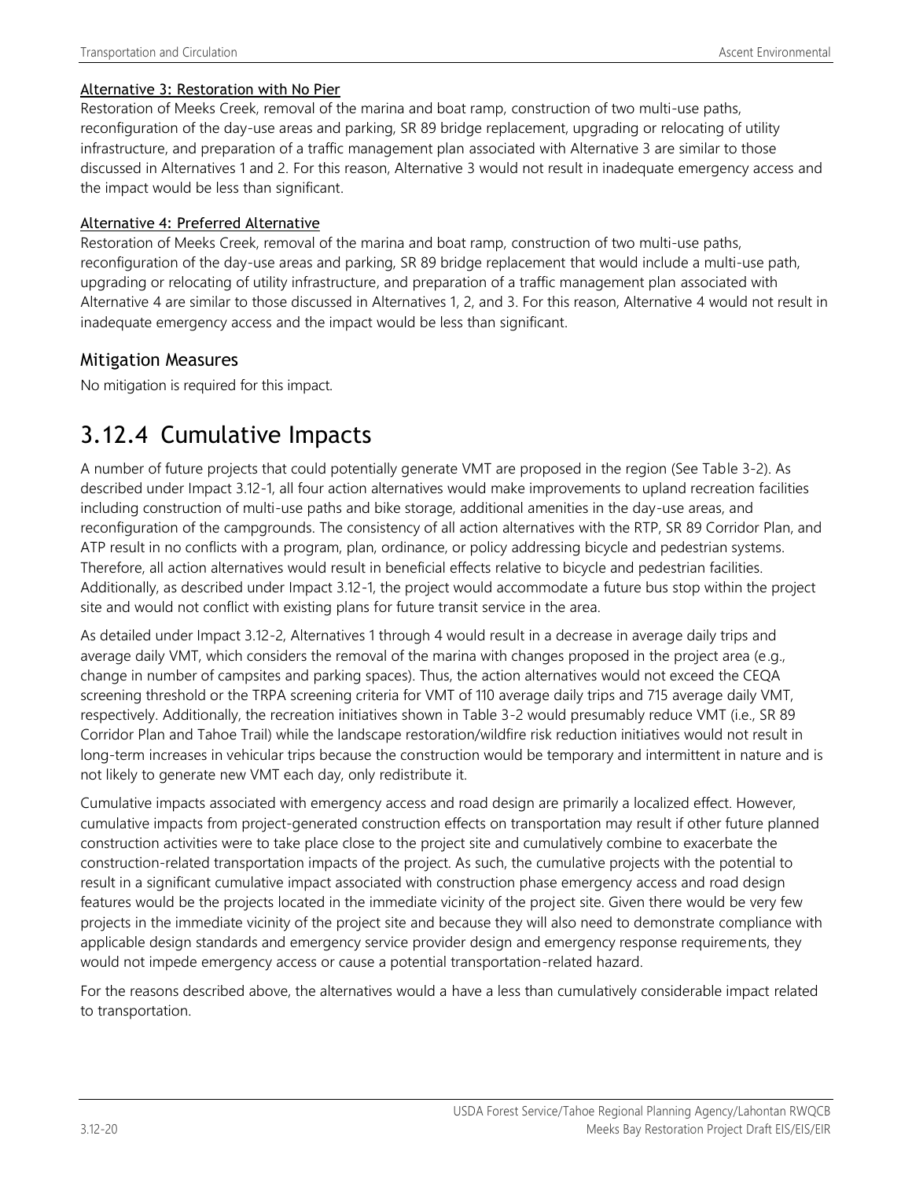#### Alternative 3: Restoration with No Pier

Restoration of Meeks Creek, removal of the marina and boat ramp, construction of two multi-use paths, reconfiguration of the day-use areas and parking, SR 89 bridge replacement, upgrading or relocating of utility infrastructure, and preparation of a traffic management plan associated with Alternative 3 are similar to those discussed in Alternatives 1 and 2. For this reason, Alternative 3 would not result in inadequate emergency access and the impact would be less than significant.

#### Alternative 4: Preferred Alternative

Restoration of Meeks Creek, removal of the marina and boat ramp, construction of two multi-use paths, reconfiguration of the day-use areas and parking, SR 89 bridge replacement that would include a multi-use path, upgrading or relocating of utility infrastructure, and preparation of a traffic management plan associated with Alternative 4 are similar to those discussed in Alternatives 1, 2, and 3. For this reason, Alternative 4 would not result in inadequate emergency access and the impact would be less than significant.

### Mitigation Measures

No mitigation is required for this impact.

## 3.12.4 Cumulative Impacts

A number of future projects that could potentially generate VMT are proposed in the region (See Table 3-2). As described under Impact 3.12-1, all four action alternatives would make improvements to upland recreation facilities including construction of multi-use paths and bike storage, additional amenities in the day-use areas, and reconfiguration of the campgrounds. The consistency of all action alternatives with the RTP, SR 89 Corridor Plan, and ATP result in no conflicts with a program, plan, ordinance, or policy addressing bicycle and pedestrian systems. Therefore, all action alternatives would result in beneficial effects relative to bicycle and pedestrian facilities. Additionally, as described under Impact 3.12-1, the project would accommodate a future bus stop within the project site and would not conflict with existing plans for future transit service in the area.

As detailed under Impact 3.12-2, Alternatives 1 through 4 would result in a decrease in average daily trips and average daily VMT, which considers the removal of the marina with changes proposed in the project area (e.g., change in number of campsites and parking spaces). Thus, the action alternatives would not exceed the CEQA screening threshold or the TRPA screening criteria for VMT of 110 average daily trips and 715 average daily VMT, respectively. Additionally, the recreation initiatives shown in Table 3-2 would presumably reduce VMT (i.e., SR 89 Corridor Plan and Tahoe Trail) while the landscape restoration/wildfire risk reduction initiatives would not result in long-term increases in vehicular trips because the construction would be temporary and intermittent in nature and is not likely to generate new VMT each day, only redistribute it.

Cumulative impacts associated with emergency access and road design are primarily a localized effect. However, cumulative impacts from project-generated construction effects on transportation may result if other future planned construction activities were to take place close to the project site and cumulatively combine to exacerbate the construction-related transportation impacts of the project. As such, the cumulative projects with the potential to result in a significant cumulative impact associated with construction phase emergency access and road design features would be the projects located in the immediate vicinity of the project site. Given there would be very few projects in the immediate vicinity of the project site and because they will also need to demonstrate compliance with applicable design standards and emergency service provider design and emergency response requirements, they would not impede emergency access or cause a potential transportation-related hazard.

For the reasons described above, the alternatives would a have a less than cumulatively considerable impact related to transportation.